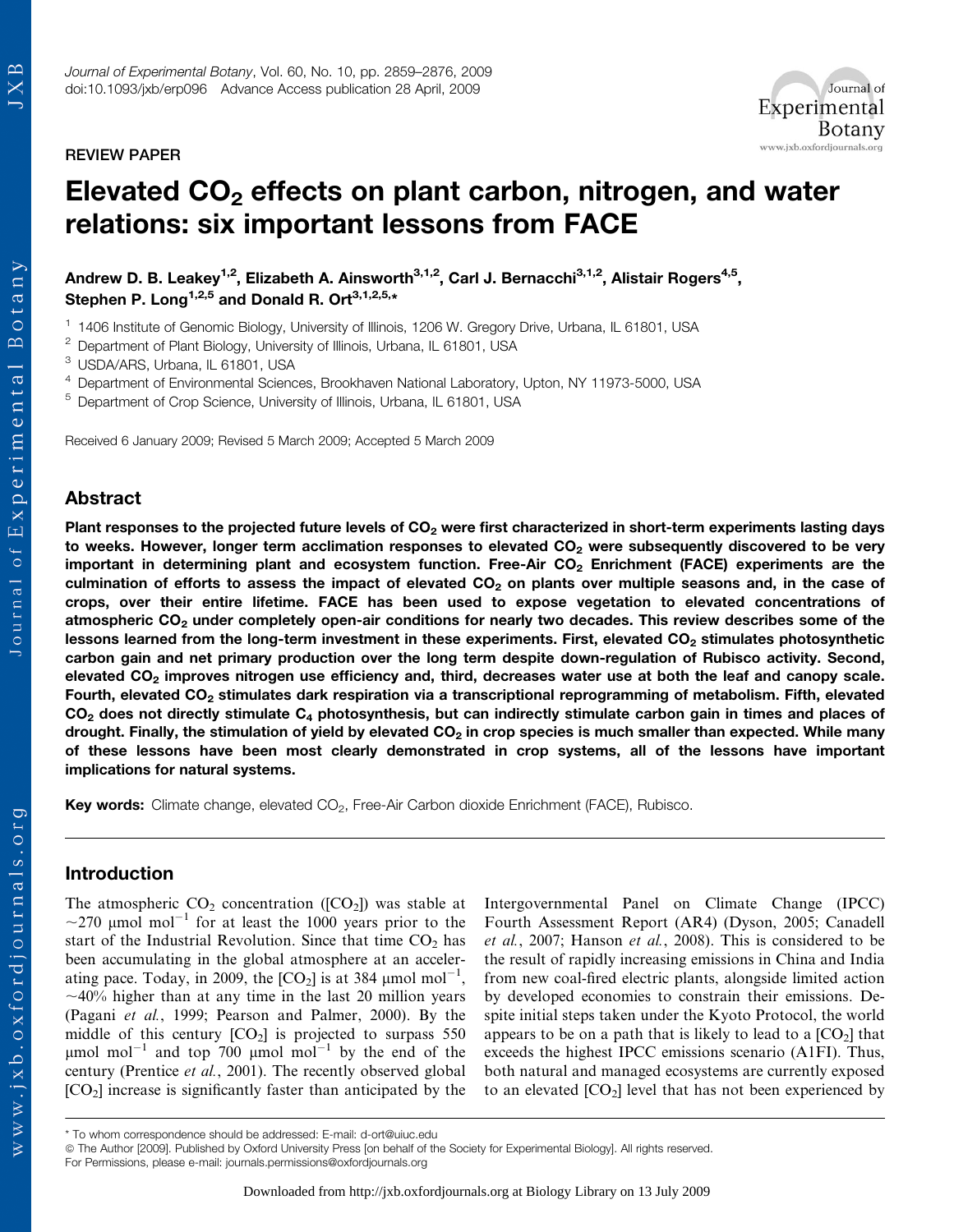REVIEW PAPER

# Elevated $CO_2$ effects on plant carbon, nitrogen, and water relations: six important lessons from FACE

**Andrew D. B. Leakey[1,2], Elizabeth A. Ainsworth[3,1,2], Carl J. Bernacchi[3,1,2], Alistair Rogers[4,5], Stephen P. Long[1,2,5] and Donald R. Ort[3,1,2,5,*]**

[1] 1406 Institute of Genomic Biology, University of Illinois, 1206 W. Gregory Drive, Urbana, IL 61801, USA
[2] Department of Plant Biology, University of Illinois, Urbana, IL 61801, USA
[3] USDA/ARS, Urbana, IL 61801, USA
[4] Department of Environmental Sciences, Brookhaven National Laboratory, Upton, NY 11973-5000, USA
[5] Department of Crop Science, University of Illinois, Urbana, IL 61801, USA

Received 6 January 2009; Revised 5 March 2009; Accepted 5 March 2009

## Abstract

**Plant responses to the projected future levels of $CO_2$ were first characterized in short-term experiments lasting days to weeks. However, longer term acclimation responses to elevated $CO_2$ were subsequently discovered to be very important in determining plant and ecosystem function. Free-Air $CO_2$ Enrichment (FACE) experiments are the culmination of efforts to assess the impact of elevated $CO_2$ on plants over multiple seasons and, in the case of crops, over their entire lifetime. FACE has been used to expose vegetation to elevated concentrations of atmospheric $CO_2$ under completely open-air conditions for nearly two decades. This review describes some of the lessons learned from the long-term investment in these experiments. First, elevated $CO_2$ stimulates photosynthetic carbon gain and net primary production over the long term despite down-regulation of Rubisco activity. Second, elevated $CO_2$ improves nitrogen use efficiency and, third, decreases water use at both the leaf and canopy scale. Fourth, elevated $CO_2$ stimulates dark respiration via a transcriptional reprogramming of metabolism. Fifth, elevated $CO_2$ does not directly stimulate $C_4$ photosynthesis, but can indirectly stimulate carbon gain in times and places of drought. Finally, the stimulation of yield by elevated $CO_2$ in crop species is much smaller than expected. While many of these lessons have been most clearly demonstrated in crop systems, all of the lessons have important implications for natural systems.**

**Key words:** Climate change, elevated $CO_2$, Free-Air Carbon dioxide Enrichment (FACE), Rubisco.

## Introduction

The atmospheric $CO_2$ concentration ([$CO_2$]) was stable at ~270 μmol $mol^{-1}$ for at least the 1000 years prior to the start of the Industrial Revolution. Since that time $CO_2$ has been accumulating in the global atmosphere at an accelerating pace. Today, in 2009, the [$CO_2$] is at 384 μmol $mol^{-1}$, ~40% higher than at any time in the last 20 million years (Pagani *et al.*, 1999; Pearson and Palmer, 2000). By the middle of this century [$CO_2$] is projected to surpass 550 μmol $mol^{-1}$ and top 700 μmol $mol^{-1}$ by the end of the century (Prentice *et al.*, 2001). The recently observed global [$CO_2$] increase is significantly faster than anticipated by the Intergovernmental Panel on Climate Change (IPCC) Fourth Assessment Report (AR4) (Dyson, 2005; Canadell *et al.*, 2007; Hanson *et al.*, 2008). This is considered to be the result of rapidly increasing emissions in China and India from new coal-fired electric plants, alongside limited action by developed economies to constrain their emissions. Despite initial steps taken under the Kyoto Protocol, the world appears to be on a path that is likely to lead to a [$CO_2$] that exceeds the highest IPCC emissions scenario (A1FI). Thus, both natural and managed ecosystems are currently exposed to an elevated [$CO_2$] level that has not been experienced by

* To whom correspondence should be addressed: E-mail: d-ort@uiuc.edu
© The Author [2009]. Published by Oxford University Press [on behalf of the Society for Experimental Biology]. All rights reserved.
For Permissions, please e-mail: journals.permissions@oxfordjournals.org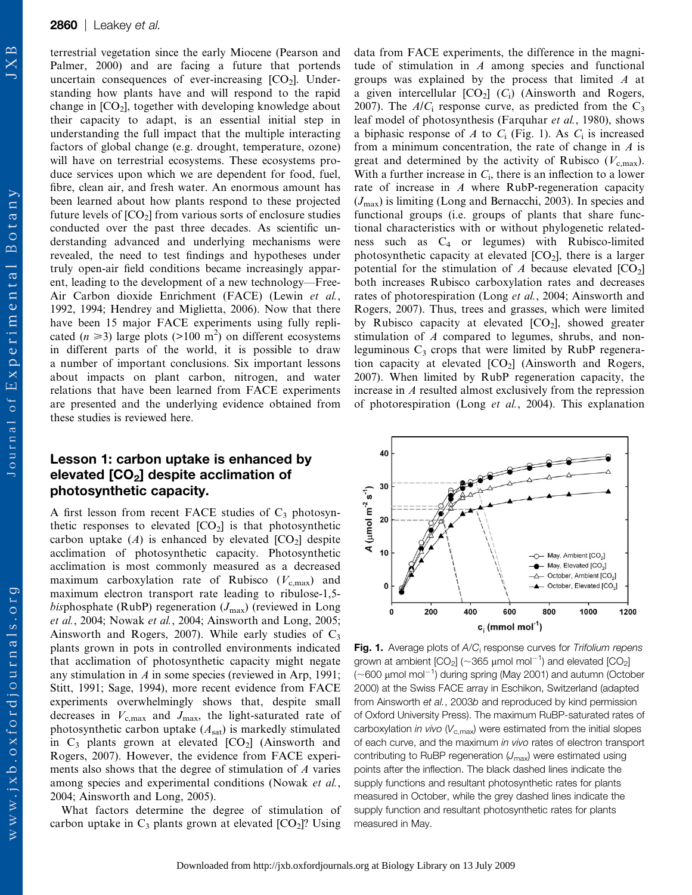terrestrial vegetation since the early Miocene (Pearson and Palmer, 2000) and are facing a future that portends uncertain consequences of ever-increasing [$CO_2$]. Understanding how plants have and will respond to the rapid change in [$CO_2$], together with developing knowledge about their capacity to adapt, is an essential initial step in understanding the full impact that the multiple interacting factors of global change (e.g. drought, temperature, ozone) will have on terrestrial ecosystems. These ecosystems produce services upon which we are dependent for food, fuel, fibre, clean air, and fresh water. An enormous amount has been learned about how plants respond to these projected future levels of [$CO_2$] from various sorts of enclosure studies conducted over the past three decades. As scientific understanding advanced and underlying mechanisms were revealed, the need to test findings and hypotheses under truly open-air field conditions became increasingly apparent, leading to the development of a new technology—Free-Air Carbon dioxide Enrichment (FACE) (Lewin *et al.*, 1992, 1994; Hendrey and Miglietta, 2006). Now that there have been 15 major FACE experiments using fully replicated ($n \geq 3$) large plots (>100 $m^2$) on different ecosystems in different parts of the world, it is possible to draw a number of important conclusions. Six important lessons about impacts on plant carbon, nitrogen, and water relations that have been learned from FACE experiments are presented and the underlying evidence obtained from these studies is reviewed here.

## Lesson 1: carbon uptake is enhanced by elevated [$CO_2$] despite acclimation of photosynthetic capacity.

A first lesson from recent FACE studies of $C_3$ photosynthetic responses to elevated [$CO_2$] is that photosynthetic carbon uptake ($A$) is enhanced by elevated [$CO_2$] despite acclimation of photosynthetic capacity. Photosynthetic acclimation is most commonly measured as a decreased maximum carboxylation rate of Rubisco ($V_{c,max}$) and maximum electron transport rate leading to ribulose-1,5-*bis*phosphate (RubP) regeneration ($J_{max}$) (reviewed in Long *et al.*, 2004; Nowak *et al.*, 2004; Ainsworth and Long, 2005; Ainsworth and Rogers, 2007). While early studies of $C_3$ plants grown in pots in controlled environments indicated that acclimation of photosynthetic capacity might negate any stimulation in $A$ in some species (reviewed in Arp, 1991; Stitt, 1991; Sage, 1994), more recent evidence from FACE experiments overwhelmingly shows that, despite small decreases in $V_{c,max}$ and $J_{max}$, the light-saturated rate of photosynthetic carbon uptake ($A_{sat}$) is markedly stimulated in $C_3$ plants grown at elevated [$CO_2$] (Ainsworth and Rogers, 2007). However, the evidence from FACE experiments also shows that the degree of stimulation of $A$ varies among species and experimental conditions (Nowak *et al.*, 2004; Ainsworth and Long, 2005).

What factors determine the degree of stimulation of carbon uptake in $C_3$ plants grown at elevated [$CO_2$]? Using data from FACE experiments, the difference in the magnitude of stimulation in $A$ among species and functional groups was explained by the process that limited $A$ at a given intercellular [$CO_2$] ($C_i$) (Ainsworth and Rogers, 2007). The $A/C_i$ response curve, as predicted from the $C_3$ leaf model of photosynthesis (Farquhar *et al.*, 1980), shows a biphasic response of $A$ to $C_i$ (Fig. 1). As $C_i$ is increased from a minimum concentration, the rate of change in $A$ is great and determined by the activity of Rubisco ($V_{c,max}$). With a further increase in $C_i$, there is an inflection to a lower rate of increase in $A$ where RubP-regeneration capacity ($J_{max}$) is limiting (Long and Bernacchi, 2003). In species and functional groups (i.e. groups of plants that share functional characteristics with or without phylogenetic relatedness such as $C_4$ or legumes) with Rubisco-limited photosynthetic capacity at elevated [$CO_2$], there is a larger potential for the stimulation of $A$ because elevated [$CO_2$] both increases Rubisco carboxylation rates and decreases rates of photorespiration (Long *et al.*, 2004; Ainsworth and Rogers, 2007). Thus, trees and grasses, which were limited by Rubisco capacity at elevated [$CO_2$], showed greater stimulation of $A$ compared to legumes, shrubs, and non-leguminous $C_3$ crops that were limited by RubP regeneration capacity at elevated [$CO_2$] (Ainsworth and Rogers, 2007). When limited by RubP regeneration capacity, the increase in $A$ resulted almost exclusively from the repression of photorespiration (Long *et al.*, 2004). This explanation

**Fig. 1.** Average plots of $A/C_i$ response curves for *Trifolium repens* grown at ambient [$CO_2$] (~365 μmol $mol^{-1}$) and elevated [$CO_2$] (~600 μmol $mol^{-1}$) during spring (May 2001) and autumn (October 2000) at the Swiss FACE array in Eschikon, Switzerland (adapted from Ainsworth *et al.*, 2003*b* and reproduced by kind permission of Oxford University Press). The maximum RuBP-saturated rates of carboxylation *in vivo* ($V_{c,max}$) were estimated from the initial slopes of each curve, and the maximum *in vivo* rates of electron transport contributing to RuBP regeneration ($J_{max}$) were estimated using points after the inflection. The black dashed lines indicate the supply functions and resultant photosynthetic rates for plants measured in October, while the grey dashed lines indicate the supply function and resultant photosynthetic rates for plants measured in May.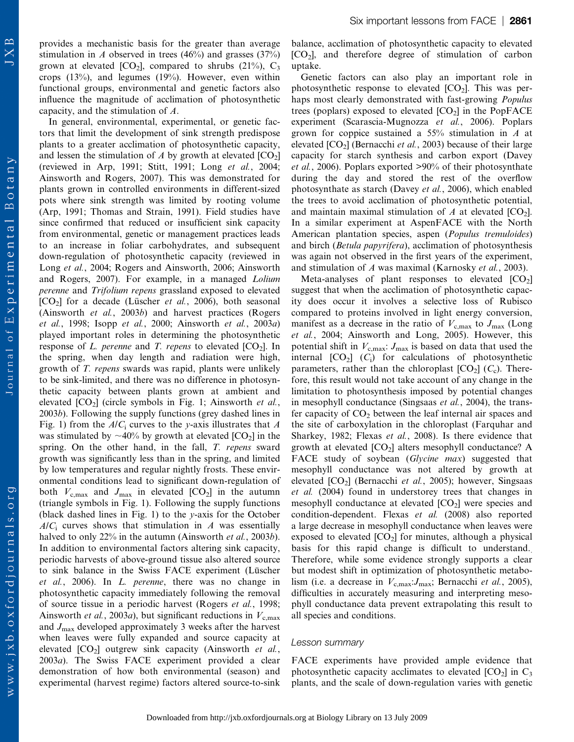provides a mechanistic basis for the greater than average stimulation in $A$ observed in trees (46%) and grasses (37%) grown at elevated [$CO_2$], compared to shrubs (21%), $C_3$ crops (13%), and legumes (19%). However, even within functional groups, environmental and genetic factors also influence the magnitude of acclimation of photosynthetic capacity, and the stimulation of $A$.

In general, environmental, experimental, or genetic factors that limit the development of sink strength predispose plants to a greater acclimation of photosynthetic capacity, and lessen the stimulation of $A$ by growth at elevated [$CO_2$] (reviewed in Arp, 1991; Stitt, 1991; Long *et al.*, 2004; Ainsworth and Rogers, 2007). This was demonstrated for plants grown in controlled environments in different-sized pots where sink strength was limited by rooting volume (Arp, 1991; Thomas and Strain, 1991). Field studies have since confirmed that reduced or insufficient sink capacity from environmental, genetic or management practices leads to an increase in foliar carbohydrates, and subsequent down-regulation of photosynthetic capacity (reviewed in Long *et al.*, 2004; Rogers and Ainsworth, 2006; Ainsworth and Rogers, 2007). For example, in a managed *Lolium perenne* and *Trifolium repens* grassland exposed to elevated [$CO_2$] for a decade (Lüscher *et al.*, 2006), both seasonal (Ainsworth *et al.*, 2003*b*) and harvest practices (Rogers *et al.*, 1998; Isopp *et al.*, 2000; Ainsworth *et al.*, 2003*a*) played important roles in determining the photosynthetic response of *L. perenne* and *T. repens* to elevated [$CO_2$]. In the spring, when day length and radiation were high, growth of *T. repens* swards was rapid, plants were unlikely to be sink-limited, and there was no difference in photosynthetic capacity between plants grown at ambient and elevated [$CO_2$] (circle symbols in Fig. 1; Ainsworth *et al.*, 2003*b*). Following the supply functions (grey dashed lines in Fig. 1) from the $A/C_i$ curves to the *y*-axis illustrates that $A$ was stimulated by ~40% by growth at elevated [$CO_2$] in the spring. On the other hand, in the fall, *T. repens* sward growth was significantly less than in the spring, and limited by low temperatures and regular nightly frosts. These environmental conditions lead to significant down-regulation of both $V_{c,max}$ and $J_{max}$ in elevated [$CO_2$] in the autumn (triangle symbols in Fig. 1). Following the supply functions (black dashed lines in Fig. 1) to the *y*-axis for the October $A/C_i$ curves shows that stimulation in $A$ was essentially halved to only 22% in the autumn (Ainsworth *et al.*, 2003*b*). In addition to environmental factors altering sink capacity, periodic harvests of above-ground tissue also altered source to sink balance in the Swiss FACE experiment (Lüscher *et al.*, 2006). In *L. perenne*, there was no change in photosynthetic capacity immediately following the removal of source tissue in a periodic harvest (Rogers *et al.*, 1998; Ainsworth *et al.*, 2003*a*), but significant reductions in $V_{c,max}$ and $J_{max}$ developed approximately 3 weeks after the harvest when leaves were fully expanded and source capacity at elevated [$CO_2$] outgrew sink capacity (Ainsworth *et al.*, 2003*a*). The Swiss FACE experiment provided a clear demonstration of how both environmental (season) and experimental (harvest regime) factors altered source-to-sink balance, acclimation of photosynthetic capacity to elevated [$CO_2$], and therefore degree of stimulation of carbon uptake.

Genetic factors can also play an important role in photosynthetic response to elevated [$CO_2$]. This was perhaps most clearly demonstrated with fast-growing *Populus* trees (poplars) exposed to elevated [$CO_2$] in the PopFACE experiment (Scarascia-Mugnozza *et al.*, 2006). Poplars grown for coppice sustained a 55% stimulation in $A$ at elevated [$CO_2$] (Bernacchi *et al.*, 2003) because of their large capacity for starch synthesis and carbon export (Davey *et al.*, 2006). Poplars exported >90% of their photosynthate during the day and stored the rest of the overflow photosynthate as starch (Davey *et al.*, 2006), which enabled the trees to avoid acclimation of photosynthetic potential, and maintain maximal stimulation of $A$ at elevated [$CO_2$]. In a similar experiment at AspenFACE with the North American plantation species, aspen (*Populus tremuloides*) and birch (*Betula papyrifera*), acclimation of photosynthesis was again not observed in the first years of the experiment, and stimulation of $A$ was maximal (Karnosky *et al.*, 2003).

Meta-analyses of plant responses to elevated [$CO_2$] suggest that when the acclimation of photosynthetic capacity does occur it involves a selective loss of Rubisco compared to proteins involved in light energy conversion, manifest as a decrease in the ratio of $V_{c,max}$ to $J_{max}$ (Long *et al.*, 2004; Ainsworth and Long, 2005). However, this potential shift in $V_{c,max}$: $J_{max}$ is based on data that used the internal [$CO_2$] ($C_i$) for calculations of photosynthetic parameters, rather than the chloroplast [$CO_2$] ($C_c$). Therefore, this result would not take account of any change in the limitation to photosynthesis imposed by potential changes in mesophyll conductance (Singsaas *et al.*, 2004), the transfer capacity of $CO_2$ between the leaf internal air spaces and the site of carboxylation in the chloroplast (Farquhar and Sharkey, 1982; Flexas *et al.*, 2008). Is there evidence that growth at elevated [$CO_2$] alters mesophyll conductance? A FACE study of soybean (*Glycine max*) suggested that mesophyll conductance was not altered by growth at elevated [$CO_2$] (Bernacchi *et al.*, 2005); however, Singsaas *et al.* (2004) found in understorey trees that changes in mesophyll conductance at elevated [$CO_2$] were species and condition-dependent. Flexas *et al.* (2008) also reported a large decrease in mesophyll conductance when leaves were exposed to elevated [$CO_2$] for minutes, although a physical basis for this rapid change is difficult to understand. Therefore, while some evidence strongly supports a clear but modest shift in optimization of photosynthetic metabolism (i.e. a decrease in $V_{c,max}$:$J_{max}$; Bernacchi *et al.*, 2005), difficulties in accurately measuring and interpreting mesophyll conductance data prevent extrapolating this result to all species and conditions.

### *Lesson summary*

FACE experiments have provided ample evidence that photosynthetic capacity acclimates to elevated [$CO_2$] in $C_3$ plants, and the scale of down-regulation varies with genetic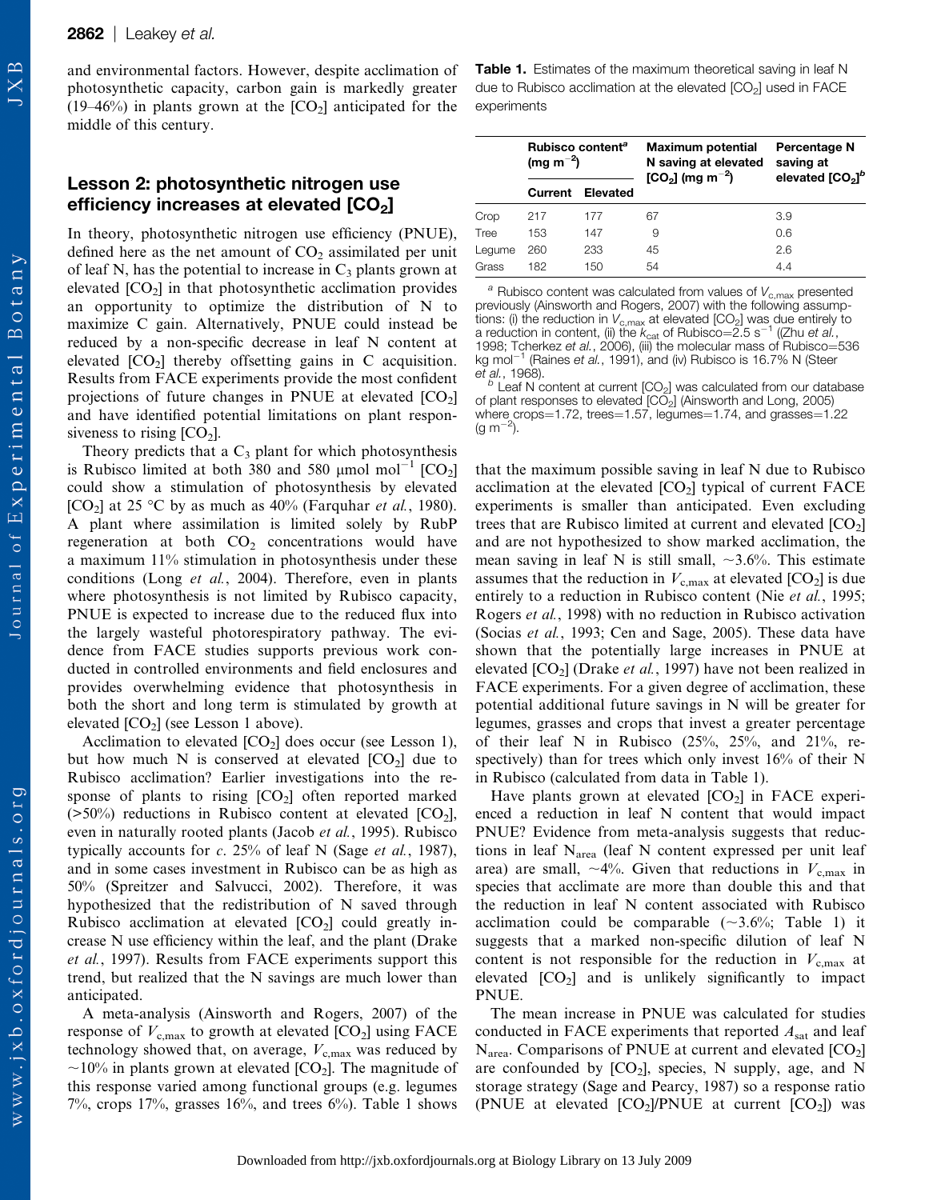and environmental factors. However, despite acclimation of photosynthetic capacity, carbon gain is markedly greater (19–46%) in plants grown at the $[CO_2]$ anticipated for the middle of this century.

## Lesson 2: photosynthetic nitrogen use efficiency increases at elevated $[CO_2]$

In theory, photosynthetic nitrogen use efficiency (PNUE), defined here as the net amount of $CO_2$ assimilated per unit of leaf N, has the potential to increase in $C_3$ plants grown at elevated $[CO_2]$ in that photosynthetic acclimation provides an opportunity to optimize the distribution of N to maximize C gain. Alternatively, PNUE could instead be reduced by a non-specific decrease in leaf N content at elevated $[CO_2]$ thereby offsetting gains in C acquisition. Results from FACE experiments provide the most confident projections of future changes in PNUE at elevated $[CO_2]$ and have identified potential limitations on plant responsiveness to rising $[CO_2]$.

Theory predicts that a $C_3$ plant for which photosynthesis is Rubisco limited at both 380 and 580 μmol $mol^{-1}$ $[CO_2]$ could show a stimulation of photosynthesis by elevated $[CO_2]$ at 25 °C by as much as 40% (Farquhar *et al.*, 1980). A plant where assimilation is limited solely by RubP regeneration at both $CO_2$ concentrations would have a maximum 11% stimulation in photosynthesis under these conditions (Long *et al.*, 2004). Therefore, even in plants where photosynthesis is not limited by Rubisco capacity, PNUE is expected to increase due to the reduced flux into the largely wasteful photorespiratory pathway. The evidence from FACE studies supports previous work conducted in controlled environments and field enclosures and provides overwhelming evidence that photosynthesis in both the short and long term is stimulated by growth at elevated $[CO_2]$ (see Lesson 1 above).

Acclimation to elevated $[CO_2]$ does occur (see Lesson 1), but how much N is conserved at elevated $[CO_2]$ due to Rubisco acclimation? Earlier investigations into the response of plants to rising $[CO_2]$ often reported marked (>50%) reductions in Rubisco content at elevated $[CO_2]$, even in naturally rooted plants (Jacob *et al.*, 1995). Rubisco typically accounts for *c.* 25% of leaf N (Sage *et al.*, 1987), and in some cases investment in Rubisco can be as high as 50% (Spreitzer and Salvucci, 2002). Therefore, it was hypothesized that the redistribution of N saved through Rubisco acclimation at elevated $[CO_2]$ could greatly increase N use efficiency within the leaf, and the plant (Drake *et al.*, 1997). Results from FACE experiments support this trend, but realized that the N savings are much lower than anticipated.

A meta-analysis (Ainsworth and Rogers, 2007) of the response of $V_{c,max}$ to growth at elevated $[CO_2]$ using FACE technology showed that, on average, $V_{c,max}$ was reduced by ~10% in plants grown at elevated $[CO_2]$. The magnitude of this response varied among functional groups (e.g. legumes 7%, crops 17%, grasses 16%, and trees 6%). Table 1 shows that the maximum possible saving in leaf N due to Rubisco acclimation at the elevated $[CO_2]$ typical of current FACE experiments is smaller than anticipated. Even excluding trees that are Rubisco limited at current and elevated $[CO_2]$ and are not hypothesized to show marked acclimation, the mean saving in leaf N is still small, ~3.6%. This estimate assumes that the reduction in $V_{c,max}$ at elevated $[CO_2]$ is due entirely to a reduction in Rubisco content (Nie *et al.*, 1995; Rogers *et al.*, 1998) with no reduction in Rubisco activation (Socias *et al.*, 1993; Cen and Sage, 2005). These data have shown that the potentially large increases in PNUE at elevated $[CO_2]$ (Drake *et al.*, 1997) have not been realized in FACE experiments. For a given degree of acclimation, these potential additional future savings in N will be greater for legumes, grasses and crops that invest a greater percentage of their leaf N in Rubisco (25%, 25%, and 21%, respectively) than for trees which only invest 16% of their N in Rubisco (calculated from data in Table 1).

**Table 1.** Estimates of the maximum theoretical saving in leaf N due to Rubisco acclimation at the elevated $[CO_2]$ used in FACE experiments

| | Rubisco content[a] (mg $m^{-2}$) | | Maximum potential N saving at elevated $[CO_2]$ (mg $m^{-2}$) | Percentage N saving at elevated $[CO_2]$[b] |
|---|---|---|---|---|
| | Current | Elevated | | |
| Crop | 217 | 177 | 67 | 3.9 |
| Tree | 153 | 147 | 9 | 0.6 |
| Legume | 260 | 233 | 45 | 2.6 |
| Grass | 182 | 150 | 54 | 4.4 |

[a] Rubisco content was calculated from values of $V_{c,max}$ presented previously (Ainsworth and Rogers, 2007) with the following assumptions: (i) the reduction in $V_{c,max}$ at elevated $[CO_2]$ was due entirely to a reduction in content, (ii) the $k_{cat}$ of Rubisco=2.5 $s^{-1}$ ((Zhu *et al.*, 1998; Tcherkez *et al.*, 2006), (iii) the molecular mass of Rubisco=536 kg $mol^{-1}$ (Raines *et al.*, 1991), and (iv) Rubisco is 16.7% N (Steer *et al.*, 1968).

[b] Leaf N content at current $[CO_2]$ was calculated from our database of plant responses to elevated $[CO_2]$ (Ainsworth and Long, 2005) where crops=1.72, trees=1.57, legumes=1.74, and grasses=1.22 (g $m^{-2}$).

Have plants grown at elevated $[CO_2]$ in FACE experienced a reduction in leaf N content that would impact PNUE? Evidence from meta-analysis suggests that reductions in leaf $N_{area}$ (leaf N content expressed per unit leaf area) are small, ~4%. Given that reductions in $V_{c,max}$ in species that acclimate are more than double this and that the reduction in leaf N content associated with Rubisco acclimation could be comparable (~3.6%; Table 1) it suggests that a marked non-specific dilution of leaf N content is not responsible for the reduction in $V_{c,max}$ at elevated $[CO_2]$ and is unlikely significantly to impact PNUE.

The mean increase in PNUE was calculated for studies conducted in FACE experiments that reported $A_{sat}$ and leaf $N_{area}$. Comparisons of PNUE at current and elevated $[CO_2]$ are confounded by $[CO_2]$, species, N supply, age, and N storage strategy (Sage and Pearcy, 1987) so a response ratio (PNUE at elevated $[CO_2]$/PNUE at current $[CO_2]$) was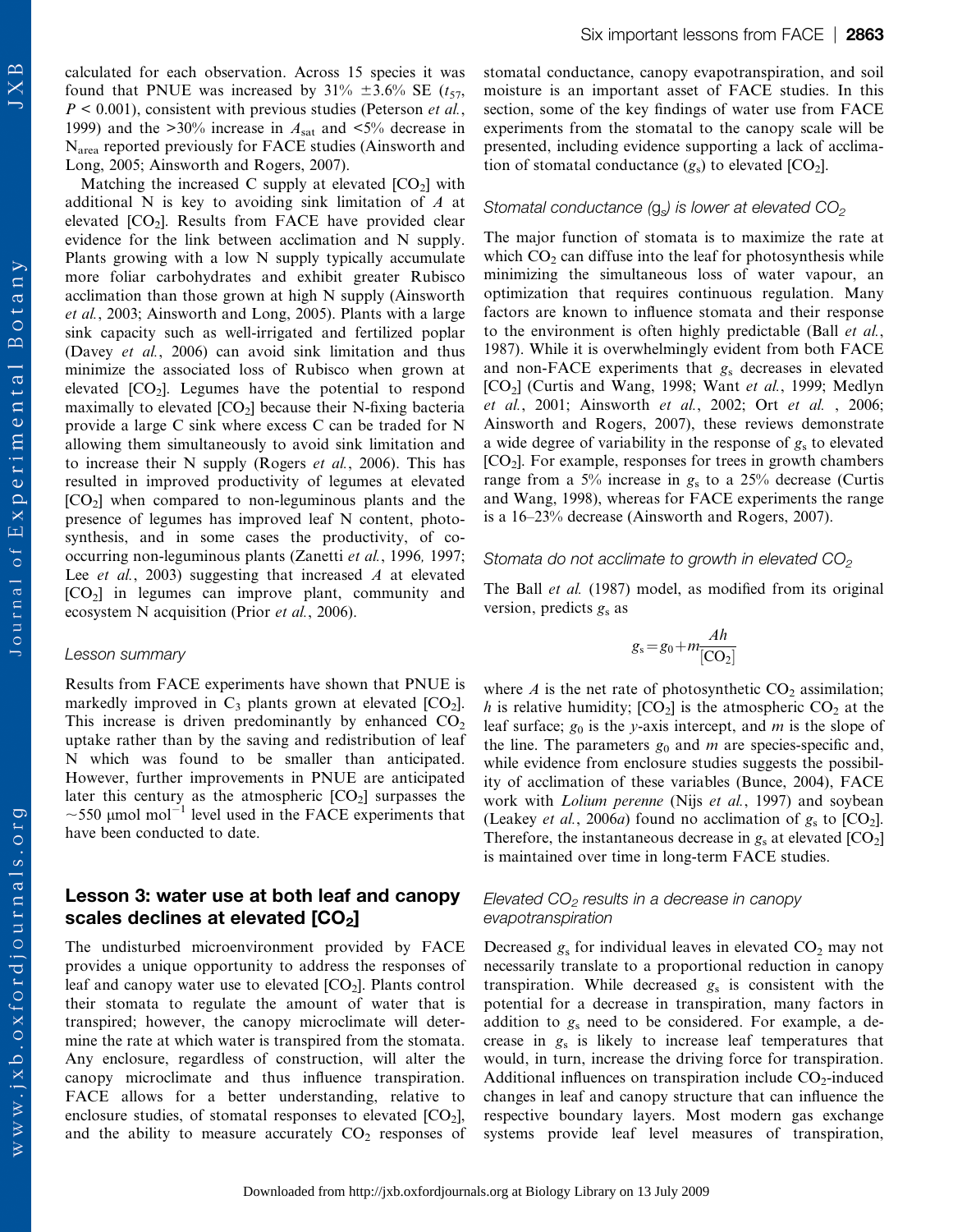calculated for each observation. Across 15 species it was found that PNUE was increased by 31% ±3.6% SE ($t_{57}$, $P < 0.001$), consistent with previous studies (Peterson *et al.*, 1999) and the >30% increase in $A_{sat}$ and <5% decrease in $N_{area}$ reported previously for FACE studies (Ainsworth and Long, 2005; Ainsworth and Rogers, 2007).

Matching the increased C supply at elevated [$CO_2$] with additional N is key to avoiding sink limitation of $A$ at elevated [$CO_2$]. Results from FACE have provided clear evidence for the link between acclimation and N supply. Plants growing with a low N supply typically accumulate more foliar carbohydrates and exhibit greater Rubisco acclimation than those grown at high N supply (Ainsworth *et al.*, 2003; Ainsworth and Long, 2005). Plants with a large sink capacity such as well-irrigated and fertilized poplar (Davey *et al.*, 2006) can avoid sink limitation and thus minimize the associated loss of Rubisco when grown at elevated [$CO_2$]. Legumes have the potential to respond maximally to elevated [$CO_2$] because their N-fixing bacteria provide a large C sink where excess C can be traded for N allowing them simultaneously to avoid sink limitation and to increase their N supply (Rogers *et al.*, 2006). This has resulted in improved productivity of legumes at elevated [$CO_2$] when compared to non-leguminous plants and the presence of legumes has improved leaf N content, photosynthesis, and in some cases the productivity, of co-occurring non-leguminous plants (Zanetti *et al.*, 1996, 1997; Lee *et al.*, 2003) suggesting that increased $A$ at elevated [$CO_2$] in legumes can improve plant, community and ecosystem N acquisition (Prior *et al.*, 2006).

### Lesson summary

Results from FACE experiments have shown that PNUE is markedly improved in $C_3$ plants grown at elevated [$CO_2$]. This increase is driven predominantly by enhanced $CO_2$ uptake rather than by the saving and redistribution of leaf N which was found to be smaller than anticipated. However, further improvements in PNUE are anticipated later this century as the atmospheric [$CO_2$] surpasses the ~550 μmol mol$^{-1}$ level used in the FACE experiments that have been conducted to date.

## Lesson 3: water use at both leaf and canopy scales declines at elevated [$CO_2$]

The undisturbed microenvironment provided by FACE provides a unique opportunity to address the responses of leaf and canopy water use to elevated [$CO_2$]. Plants control their stomata to regulate the amount of water that is transpired; however, the canopy microclimate will determine the rate at which water is transpired from the stomata. Any enclosure, regardless of construction, will alter the canopy microclimate and thus influence transpiration. FACE allows for a better understanding, relative to enclosure studies, of stomatal responses to elevated [$CO_2$], and the ability to measure accurately $CO_2$ responses of stomatal conductance, canopy evapotranspiration, and soil moisture is an important asset of FACE studies. In this section, some of the key findings of water use from FACE experiments from the stomatal to the canopy scale will be presented, including evidence supporting a lack of acclimation of stomatal conductance ($g_s$) to elevated [$CO_2$].

### Stomatal conductance ($g_s$) is lower at elevated $CO_2$

The major function of stomata is to maximize the rate at which $CO_2$ can diffuse into the leaf for photosynthesis while minimizing the simultaneous loss of water vapour, an optimization that requires continuous regulation. Many factors are known to influence stomata and their response to the environment is often highly predictable (Ball *et al.*, 1987). While it is overwhelmingly evident from both FACE and non-FACE experiments that $g_s$ decreases in elevated [$CO_2$] (Curtis and Wang, 1998; Want *et al.*, 1999; Medlyn *et al.*, 2001; Ainsworth *et al.*, 2002; Ort *et al.*, 2006; Ainsworth and Rogers, 2007), these reviews demonstrate a wide degree of variability in the response of $g_s$ to elevated [$CO_2$]. For example, responses for trees in growth chambers range from a 5% increase in $g_s$ to a 25% decrease (Curtis and Wang, 1998), whereas for FACE experiments the range is a 16–23% decrease (Ainsworth and Rogers, 2007).

### Stomata do not acclimate to growth in elevated $CO_2$

The Ball *et al.* (1987) model, as modified from its original version, predicts $g_s$ as

$$g_s = g_0 + m\frac{Ah}{[CO_2]}$$

where $A$ is the net rate of photosynthetic $CO_2$ assimilation; $h$ is relative humidity; [$CO_2$] is the atmospheric $CO_2$ at the leaf surface; $g_0$ is the $y$-axis intercept, and $m$ is the slope of the line. The parameters $g_0$ and $m$ are species-specific and, while evidence from enclosure studies suggests the possibility of acclimation of these variables (Bunce, 2004), FACE work with *Lolium perenne* (Nijs *et al.*, 1997) and soybean (Leakey *et al.*, 2006*a*) found no acclimation of $g_s$ to [$CO_2$]. Therefore, the instantaneous decrease in $g_s$ at elevated [$CO_2$] is maintained over time in long-term FACE studies.

### Elevated $CO_2$ results in a decrease in canopy evapotranspiration

Decreased $g_s$ for individual leaves in elevated $CO_2$ may not necessarily translate to a proportional reduction in canopy transpiration. While decreased $g_s$ is consistent with the potential for a decrease in transpiration, many factors in addition to $g_s$ need to be considered. For example, a decrease in $g_s$ is likely to increase leaf temperatures that would, in turn, increase the driving force for transpiration. Additional influences on transpiration include $CO_2$-induced changes in leaf and canopy structure that can influence the respective boundary layers. Most modern gas exchange systems provide leaf level measures of transpiration,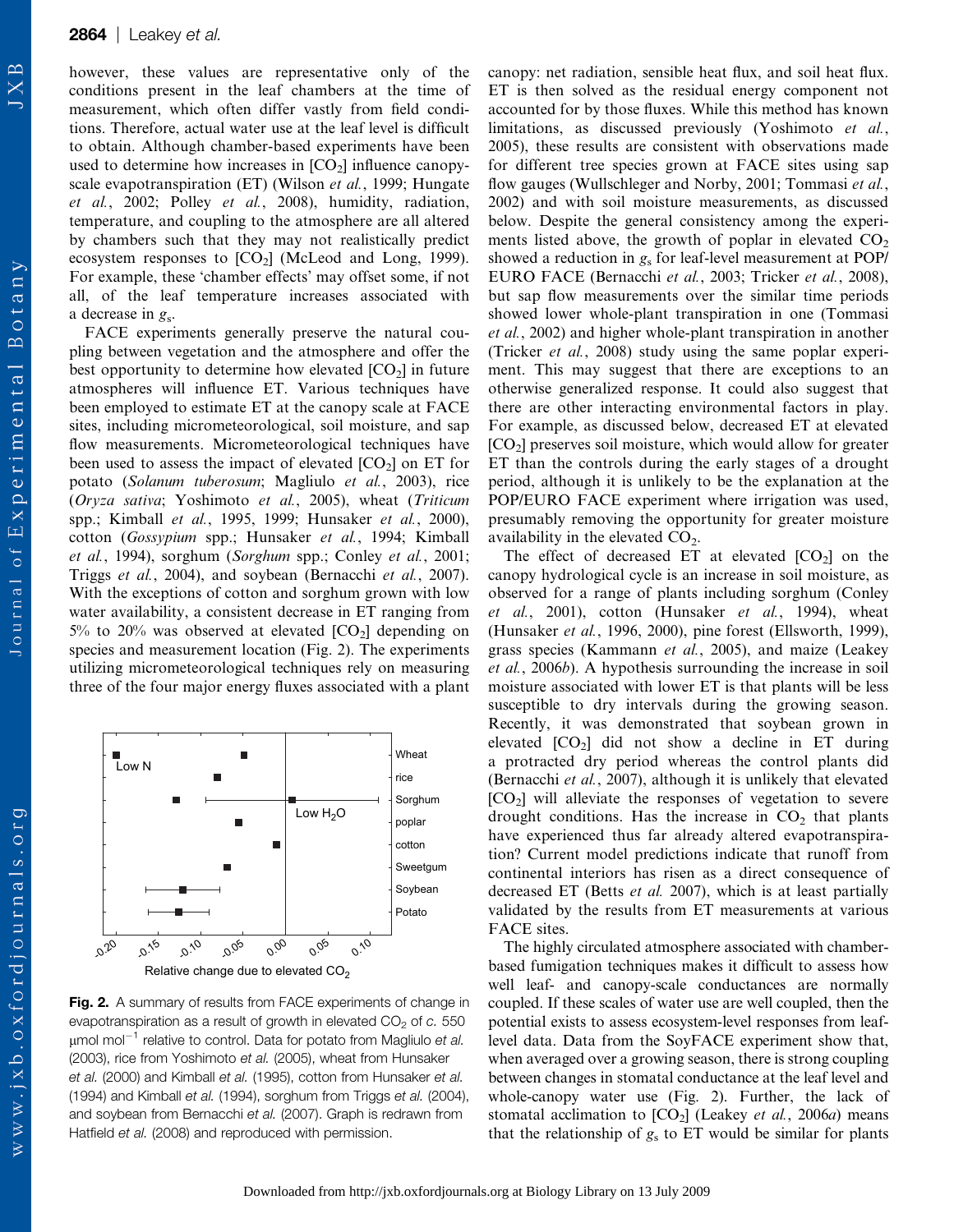however, these values are representative only of the conditions present in the leaf chambers at the time of measurement, which often differ vastly from field conditions. Therefore, actual water use at the leaf level is difficult to obtain. Although chamber-based experiments have been used to determine how increases in [$CO_2$] influence canopy-scale evapotranspiration (ET) (Wilson *et al.*, 1999; Hungate *et al.*, 2002; Polley *et al.*, 2008), humidity, radiation, temperature, and coupling to the atmosphere are all altered by chambers such that they may not realistically predict ecosystem responses to [$CO_2$] (McLeod and Long, 1999). For example, these 'chamber effects' may offset some, if not all, of the leaf temperature increases associated with a decrease in $g_s$.

FACE experiments generally preserve the natural coupling between vegetation and the atmosphere and offer the best opportunity to determine how elevated [$CO_2$] in future atmospheres will influence ET. Various techniques have been employed to estimate ET at the canopy scale at FACE sites, including micrometeorological, soil moisture, and sap flow measurements. Micrometeorological techniques have been used to assess the impact of elevated [$CO_2$] on ET for potato (*Solanum tuberosum*; Magliulo *et al.*, 2003), rice (*Oryza sativa*; Yoshimoto *et al.*, 2005), wheat (*Triticum* spp.; Kimball *et al.*, 1995, 1999; Hunsaker *et al.*, 2000), cotton (*Gossypium* spp.; Hunsaker *et al.*, 1994; Kimball *et al.*, 1994), sorghum (*Sorghum* spp.; Conley *et al.*, 2001; Triggs *et al.*, 2004), and soybean (Bernacchi *et al.*, 2007). With the exceptions of cotton and sorghum grown with low water availability, a consistent decrease in ET ranging from 5% to 20% was observed at elevated [$CO_2$] depending on species and measurement location (Fig. 2). The experiments utilizing micrometeorological techniques rely on measuring three of the four major energy fluxes associated with a plant canopy: net radiation, sensible heat flux, and soil heat flux. ET is then solved as the residual energy component not accounted for by those fluxes. While this method has known limitations, as discussed previously (Yoshimoto *et al.*, 2005), these results are consistent with observations made for different tree species grown at FACE sites using sap flow gauges (Wullschleger and Norby, 2001; Tommasi *et al.*, 2002) and with soil moisture measurements, as discussed below. Despite the general consistency among the experiments listed above, the growth of poplar in elevated $CO_2$ showed a reduction in $g_s$ for leaf-level measurement at POP/EURO FACE (Bernacchi *et al.*, 2003; Tricker *et al.*, 2008), but sap flow measurements over the similar time periods showed lower whole-plant transpiration in one (Tommasi *et al.*, 2002) and higher whole-plant transpiration in another (Tricker *et al.*, 2008) study using the same poplar experiment. This may suggest that there are exceptions to an otherwise generalized response. It could also suggest that there are other interacting environmental factors in play. For example, as discussed below, decreased ET at elevated [$CO_2$] preserves soil moisture, which would allow for greater ET than the controls during the early stages of a drought period, although it is unlikely to be the explanation at the POP/EURO FACE experiment where irrigation was used, presumably removing the opportunity for greater moisture availability in the elevated $CO_2$.

Fig. 2. A summary of results from FACE experiments of change in evapotranspiration as a result of growth in elevated $CO_2$ of *c.* 550 μmol mol$^{-1}$ relative to control. Data for potato from Magliulo *et al.* (2003), rice from Yoshimoto *et al.* (2005), wheat from Hunsaker *et al.* (2000) and Kimball *et al.* (1995), cotton from Hunsaker *et al.* (1994) and Kimball *et al.* (1994), sorghum from Triggs *et al.* (2004), and soybean from Bernacchi *et al.* (2007). Graph is redrawn from Hatfield *et al.* (2008) and reproduced with permission.

The effect of decreased ET at elevated [$CO_2$] on the canopy hydrological cycle is an increase in soil moisture, as observed for a range of plants including sorghum (Conley *et al.*, 2001), cotton (Hunsaker *et al.*, 1994), wheat (Hunsaker *et al.*, 1996, 2000), pine forest (Ellsworth, 1999), grass species (Kammann *et al.*, 2005), and maize (Leakey *et al.*, 2006*b*). A hypothesis surrounding the increase in soil moisture associated with lower ET is that plants will be less susceptible to dry intervals during the growing season. Recently, it was demonstrated that soybean grown in elevated [$CO_2$] did not show a decline in ET during a protracted dry period whereas the control plants did (Bernacchi *et al.*, 2007), although it is unlikely that elevated [$CO_2$] will alleviate the responses of vegetation to severe drought conditions. Has the increase in $CO_2$ that plants have experienced thus far already altered evapotranspiration? Current model predictions indicate that runoff from continental interiors has risen as a direct consequence of decreased ET (Betts *et al.* 2007), which is at least partially validated by the results from ET measurements at various FACE sites.

The highly circulated atmosphere associated with chamber-based fumigation techniques makes it difficult to assess how well leaf- and canopy-scale conductances are normally coupled. If these scales of water use are well coupled, then the potential exists to assess ecosystem-level responses from leaf-level data. Data from the SoyFACE experiment show that, when averaged over a growing season, there is strong coupling between changes in stomatal conductance at the leaf level and whole-canopy water use (Fig. 2). Further, the lack of stomatal acclimation to [$CO_2$] (Leakey *et al.*, 2006*a*) means that the relationship of $g_s$ to ET would be similar for plants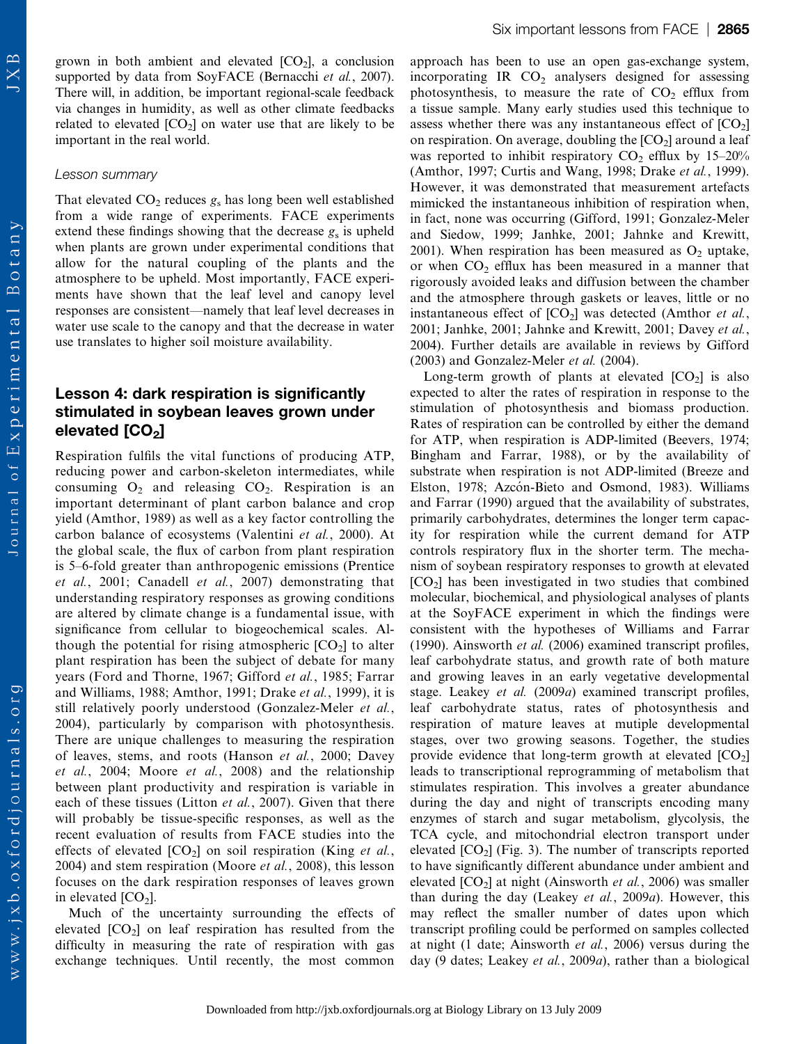grown in both ambient and elevated [$CO_2$], a conclusion supported by data from SoyFACE (Bernacchi *et al.*, 2007). There will, in addition, be important regional-scale feedback via changes in humidity, as well as other climate feedbacks related to elevated [$CO_2$] on water use that are likely to be important in the real world.

### Lesson summary

That elevated $CO_2$ reduces $g_s$ has long been well established from a wide range of experiments. FACE experiments extend these findings showing that the decrease $g_s$ is upheld when plants are grown under experimental conditions that allow for the natural coupling of the plants and the atmosphere to be upheld. Most importantly, FACE experiments have shown that the leaf level and canopy level responses are consistent—namely that leaf level decreases in water use scale to the canopy and that the decrease in water use translates to higher soil moisture availability.

## Lesson 4: dark respiration is significantly stimulated in soybean leaves grown under elevated [$CO_2$]

Respiration fulfils the vital functions of producing ATP, reducing power and carbon-skeleton intermediates, while consuming $O_2$ and releasing $CO_2$. Respiration is an important determinant of plant carbon balance and crop yield (Amthor, 1989) as well as a key factor controlling the carbon balance of ecosystems (Valentini *et al.*, 2000). At the global scale, the flux of carbon from plant respiration is 5–6-fold greater than anthropogenic emissions (Prentice *et al.*, 2001; Canadell *et al.*, 2007) demonstrating that understanding respiratory responses as growing conditions are altered by climate change is a fundamental issue, with significance from cellular to biogeochemical scales. Although the potential for rising atmospheric [$CO_2$] to alter plant respiration has been the subject of debate for many years (Ford and Thorne, 1967; Gifford *et al.*, 1985; Farrar and Williams, 1988; Amthor, 1991; Drake *et al.*, 1999), it is still relatively poorly understood (Gonzalez-Meler *et al.*, 2004), particularly by comparison with photosynthesis. There are unique challenges to measuring the respiration of leaves, stems, and roots (Hanson *et al.*, 2000; Davey *et al.*, 2004; Moore *et al.*, 2008) and the relationship between plant productivity and respiration is variable in each of these tissues (Litton *et al.*, 2007). Given that there will probably be tissue-specific responses, as well as the recent evaluation of results from FACE studies into the effects of elevated [$CO_2$] on soil respiration (King *et al.*, 2004) and stem respiration (Moore *et al.*, 2008), this lesson focuses on the dark respiration responses of leaves grown in elevated [$CO_2$].

Much of the uncertainty surrounding the effects of elevated [$CO_2$] on leaf respiration has resulted from the difficulty in measuring the rate of respiration with gas exchange techniques. Until recently, the most common approach has been to use an open gas-exchange system, incorporating IR $CO_2$ analysers designed for assessing photosynthesis, to measure the rate of $CO_2$ efflux from a tissue sample. Many early studies used this technique to assess whether there was any instantaneous effect of [$CO_2$] on respiration. On average, doubling the [$CO_2$] around a leaf was reported to inhibit respiratory $CO_2$ efflux by 15–20% (Amthor, 1997; Curtis and Wang, 1998; Drake *et al.*, 1999). However, it was demonstrated that measurement artefacts mimicked the instantaneous inhibition of respiration when, in fact, none was occurring (Gifford, 1991; Gonzalez-Meler and Siedow, 1999; Janhke, 2001; Jahnke and Krewitt, 2001). When respiration has been measured as $O_2$ uptake, or when $CO_2$ efflux has been measured in a manner that rigorously avoided leaks and diffusion between the chamber and the atmosphere through gaskets or leaves, little or no instantaneous effect of [$CO_2$] was detected (Amthor *et al.*, 2001; Janhke, 2001; Jahnke and Krewitt, 2001; Davey *et al.*, 2004). Further details are available in reviews by Gifford (2003) and Gonzalez-Meler *et al.* (2004).

Long-term growth of plants at elevated [$CO_2$] is also expected to alter the rates of respiration in response to the stimulation of photosynthesis and biomass production. Rates of respiration can be controlled by either the demand for ATP, when respiration is ADP-limited (Beevers, 1974; Bingham and Farrar, 1988), or by the availability of substrate when respiration is not ADP-limited (Breeze and Elston, 1978; Azcón-Bieto and Osmond, 1983). Williams and Farrar (1990) argued that the availability of substrates, primarily carbohydrates, determines the longer term capacity for respiration while the current demand for ATP controls respiratory flux in the shorter term. The mechanism of soybean respiratory responses to growth at elevated [$CO_2$] has been investigated in two studies that combined molecular, biochemical, and physiological analyses of plants at the SoyFACE experiment in which the findings were consistent with the hypotheses of Williams and Farrar (1990). Ainsworth *et al.* (2006) examined transcript profiles, leaf carbohydrate status, and growth rate of both mature and growing leaves in an early vegetative developmental stage. Leakey *et al.* (2009*a*) examined transcript profiles, leaf carbohydrate status, rates of photosynthesis and respiration of mature leaves at mutiple developmental stages, over two growing seasons. Together, the studies provide evidence that long-term growth at elevated [$CO_2$] leads to transcriptional reprogramming of metabolism that stimulates respiration. This involves a greater abundance during the day and night of transcripts encoding many enzymes of starch and sugar metabolism, glycolysis, the TCA cycle, and mitochondrial electron transport under elevated [$CO_2$] (Fig. 3). The number of transcripts reported to have significantly different abundance under ambient and elevated [$CO_2$] at night (Ainsworth *et al.*, 2006) was smaller than during the day (Leakey *et al.*, 2009*a*). However, this may reflect the smaller number of dates upon which transcript profiling could be performed on samples collected at night (1 date; Ainsworth *et al.*, 2006) versus during the day (9 dates; Leakey *et al.*, 2009*a*), rather than a biological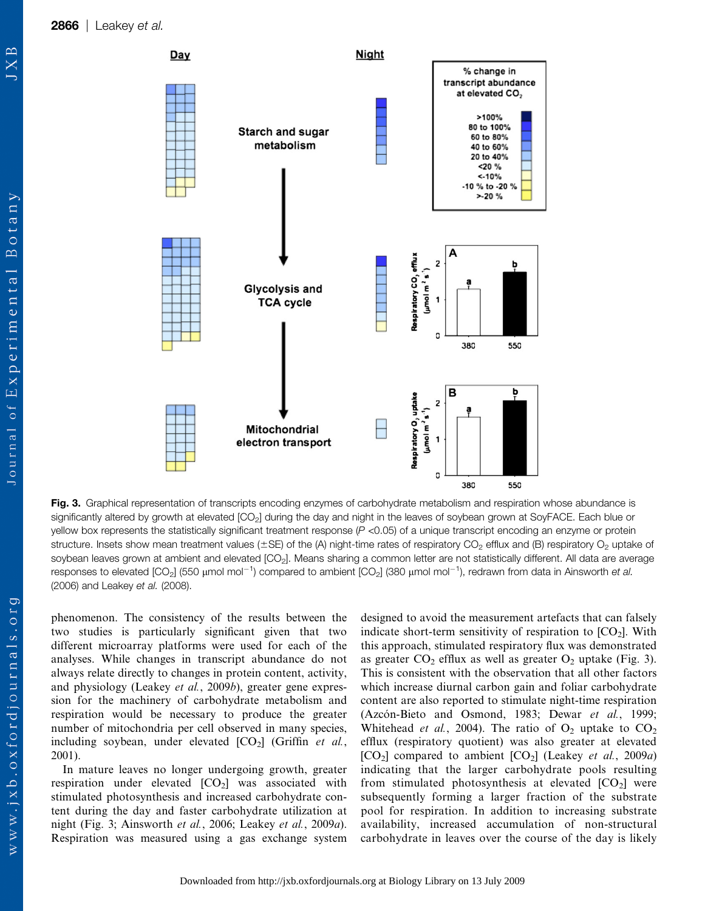Fig. 3. Graphical representation of transcripts encoding enzymes of carbohydrate metabolism and respiration whose abundance is significantly altered by growth at elevated [$CO_2$] during the day and night in the leaves of soybean grown at SoyFACE. Each blue or yellow box represents the statistically significant treatment response ($P$ <0.05) of a unique transcript encoding an enzyme or protein structure. Insets show mean treatment values (±SE) of the (A) night-time rates of respiratory $CO_2$ efflux and (B) respiratory $O_2$ uptake of soybean leaves grown at ambient and elevated [$CO_2$]. Means sharing a common letter are not statistically different. All data are average responses to elevated [$CO_2$] (550 μmol mol$^{-1}$) compared to ambient [$CO_2$] (380 μmol mol$^{-1}$), redrawn from data in Ainsworth *et al.* (2006) and Leakey *et al.* (2008).

phenomenon. The consistency of the results between the two studies is particularly significant given that two different microarray platforms were used for each of the analyses. While changes in transcript abundance do not always relate directly to changes in protein content, activity, and physiology (Leakey *et al.*, 2009*b*), greater gene expression for the machinery of carbohydrate metabolism and respiration would be necessary to produce the greater number of mitochondria per cell observed in many species, including soybean, under elevated [$CO_2$] (Griffin *et al.*, 2001).

In mature leaves no longer undergoing growth, greater respiration under elevated [$CO_2$] was associated with stimulated photosynthesis and increased carbohydrate content during the day and faster carbohydrate utilization at night (Fig. 3; Ainsworth *et al.*, 2006; Leakey *et al.*, 2009*a*). Respiration was measured using a gas exchange system designed to avoid the measurement artefacts that can falsely indicate short-term sensitivity of respiration to [$CO_2$]. With this approach, stimulated respiratory flux was demonstrated as greater $CO_2$ efflux as well as greater $O_2$ uptake (Fig. 3). This is consistent with the observation that all other factors which increase diurnal carbon gain and foliar carbohydrate content are also reported to stimulate night-time respiration (Azcón-Bieto and Osmond, 1983; Dewar *et al.*, 1999; Whitehead *et al.*, 2004). The ratio of $O_2$ uptake to $CO_2$ efflux (respiratory quotient) was also greater at elevated [$CO_2$] compared to ambient [$CO_2$] (Leakey *et al.*, 2009*a*) indicating that the larger carbohydrate pools resulting from stimulated photosynthesis at elevated [$CO_2$] were subsequently forming a larger fraction of the substrate pool for respiration. In addition to increasing substrate availability, increased accumulation of non-structural carbohydrate in leaves over the course of the day is likely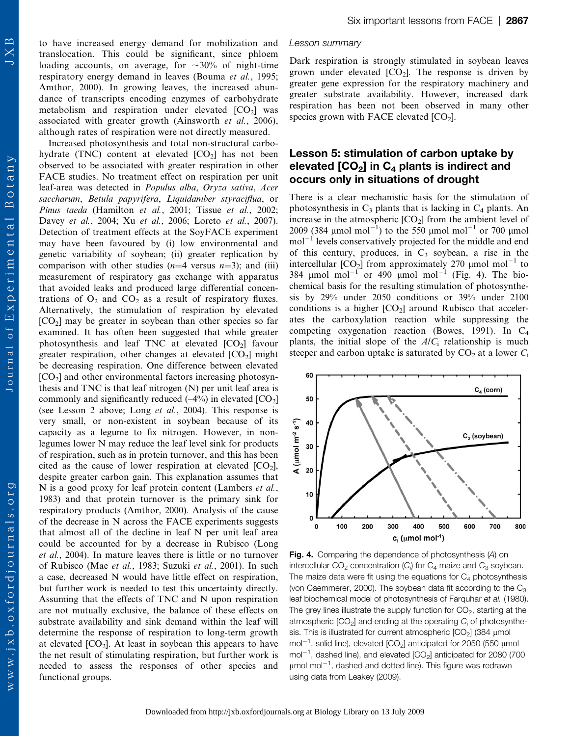to have increased energy demand for mobilization and translocation. This could be significant, since phloem loading accounts, on average, for ~30% of night-time respiratory energy demand in leaves (Bouma *et al.*, 1995; Amthor, 2000). In growing leaves, the increased abundance of transcripts encoding enzymes of carbohydrate metabolism and respiration under elevated [$CO_2$] was associated with greater growth (Ainsworth *et al.*, 2006), although rates of respiration were not directly measured.

Increased photosynthesis and total non-structural carbohydrate (TNC) content at elevated [$CO_2$] has not been observed to be associated with greater respiration in other FACE studies. No treatment effect on respiration per unit leaf-area was detected in *Populus alba*, *Oryza sativa*, *Acer saccharum*, *Betula papyrifera*, *Liquidamber styraciflua*, or *Pinus taeda* (Hamilton *et al.*, 2001; Tissue *et al.*, 2002; Davey *et al.*, 2004; Xu *et al.*, 2006; Loreto *et al.*, 2007). Detection of treatment effects at the SoyFACE experiment may have been favoured by (i) low environmental and genetic variability of soybean; (ii) greater replication by comparison with other studies ($n$=4 versus $n$=3); and (iii) measurement of respiratory gas exchange with apparatus that avoided leaks and produced large differential concentrations of $O_2$ and $CO_2$ as a result of respiratory fluxes. Alternatively, the stimulation of respiration by elevated [$CO_2$] may be greater in soybean than other species so far examined. It has often been suggested that while greater photosynthesis and leaf TNC at elevated [$CO_2$] favour greater respiration, other changes at elevated [$CO_2$] might be decreasing respiration. One difference between elevated [$CO_2$] and other environmental factors increasing photosynthesis and TNC is that leaf nitrogen (N) per unit leaf area is commonly and significantly reduced (–4%) in elevated [$CO_2$] (see Lesson 2 above; Long *et al.*, 2004). This response is very small, or non-existent in soybean because of its capacity as a legume to fix nitrogen. However, in non-legumes lower N may reduce the leaf level sink for products of respiration, such as in protein turnover, and this has been cited as the cause of lower respiration at elevated [$CO_2$], despite greater carbon gain. This explanation assumes that N is a good proxy for leaf protein content (Lambers *et al.*, 1983) and that protein turnover is the primary sink for respiratory products (Amthor, 2000). Analysis of the cause of the decrease in N across the FACE experiments suggests that almost all of the decline in leaf N per unit leaf area could be accounted for by a decrease in Rubisco (Long *et al.*, 2004). In mature leaves there is little or no turnover of Rubisco (Mae *et al.*, 1983; Suzuki *et al.*, 2001). In such a case, decreased N would have little effect on respiration, but further work is needed to test this uncertainty directly. Assuming that the effects of TNC and N upon respiration are not mutually exclusive, the balance of these effects on substrate availability and sink demand within the leaf will determine the response of respiration to long-term growth at elevated [$CO_2$]. At least in soybean this appears to have the net result of stimulating respiration, but further work is needed to assess the responses of other species and functional groups.

*Lesson summary*

Dark respiration is strongly stimulated in soybean leaves grown under elevated [$CO_2$]. The response is driven by greater gene expression for the respiratory machinery and greater substrate availability. However, increased dark respiration has been not been observed in many other species grown with FACE elevated [$CO_2$].

## Lesson 5: stimulation of carbon uptake by elevated [$CO_2$] in $C_4$ plants is indirect and occurs only in situations of drought

There is a clear mechanistic basis for the stimulation of photosynthesis in $C_3$ plants that is lacking in $C_4$ plants. An increase in the atmospheric [$CO_2$] from the ambient level of 2009 (384 μmol $mol^{-1}$) to the 550 μmol $mol^{-1}$ or 700 μmol $mol^{-1}$ levels conservatively projected for the middle and end of this century, produces, in $C_3$ soybean, a rise in the intercellular [$CO_2$] from approximately 270 μmol $mol^{-1}$ to 384 μmol $mol^{-1}$ or 490 μmol $mol^{-1}$ (Fig. 4). The biochemical basis for the resulting stimulation of photosynthesis by 29% under 2050 conditions or 39% under 2100 conditions is a higher [$CO_2$] around Rubisco that accelerates the carboxylation reaction while suppressing the competing oxygenation reaction (Bowes, 1991). In $C_4$ plants, the initial slope of the $A/C_i$ relationship is much steeper and carbon uptake is saturated by $CO_2$ at a lower $C_i$

**Fig. 4.** Comparing the dependence of photosynthesis ($A$) on intercellular $CO_2$ concentration ($C_i$) for $C_4$ maize and $C_3$ soybean. The maize data were fit using the equations for $C_4$ photosynthesis (von Caemmerer, 2000). The soybean data fit according to the $C_3$ leaf biochemical model of photosynthesis of Farquhar *et al.* (1980). The grey lines illustrate the supply function for $CO_2$, starting at the atmospheric [$CO_2$] and ending at the operating $C_i$ of photosynthesis. This is illustrated for current atmospheric [$CO_2$] (384 μmol $mol^{-1}$, solid line), elevated [$CO_2$] anticipated for 2050 (550 μmol $mol^{-1}$, dashed line), and elevated [$CO_2$] anticipated for 2080 (700 μmol $mol^{-1}$, dashed and dotted line). This figure was redrawn using data from Leakey (2009).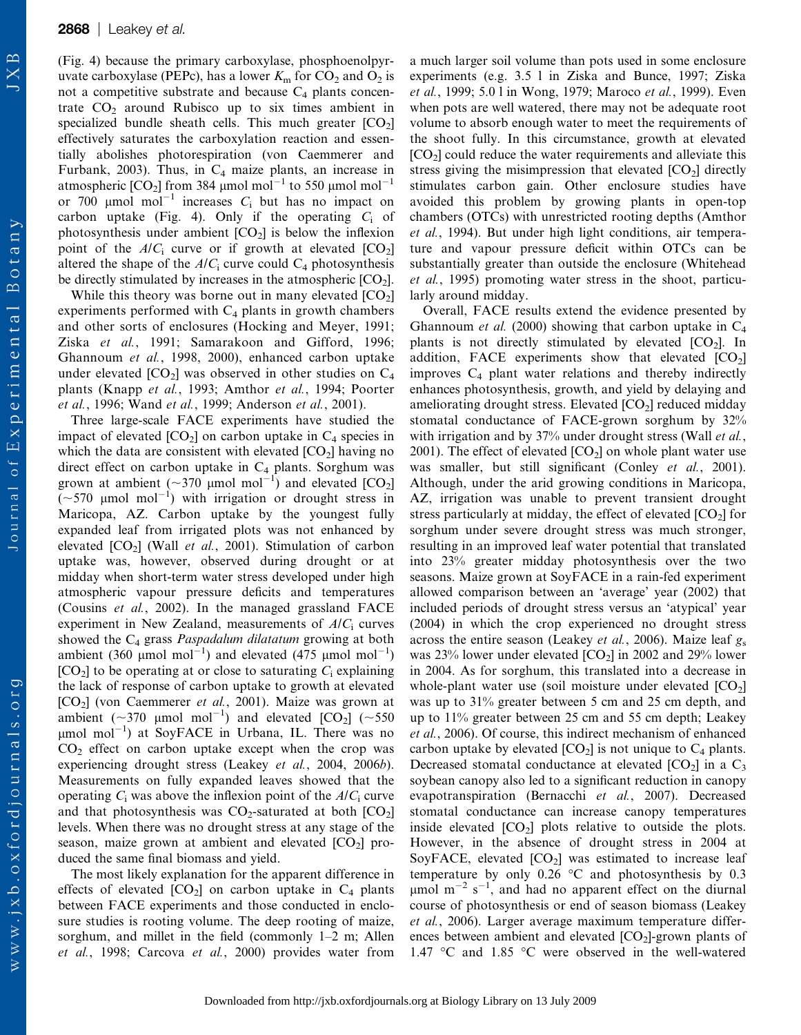(Fig. 4) because the primary carboxylase, phosphoenolpyruvate carboxylase (PEPc), has a lower $K_m$ for $CO_2$ and $O_2$ is not a competitive substrate and because $C_4$ plants concentrate $CO_2$ around Rubisco up to six times ambient in specialized bundle sheath cells. This much greater [$CO_2$] effectively saturates the carboxylation reaction and essentially abolishes photorespiration (von Caemmerer and Furbank, 2003). Thus, in $C_4$ maize plants, an increase in atmospheric [$CO_2$] from 384 μmol mol$^{-1}$ to 550 μmol mol$^{-1}$ or 700 μmol mol$^{-1}$ increases $C_i$ but has no impact on carbon uptake (Fig. 4). Only if the operating $C_i$ of photosynthesis under ambient [$CO_2$] is below the inflexion point of the $A/C_i$ curve or if growth at elevated [$CO_2$] altered the shape of the $A/C_i$ curve could $C_4$ photosynthesis be directly stimulated by increases in the atmospheric [$CO_2$].

While this theory was borne out in many elevated [$CO_2$] experiments performed with $C_4$ plants in growth chambers and other sorts of enclosures (Hocking and Meyer, 1991; Ziska *et al.*, 1991; Samarakoon and Gifford, 1996; Ghannoum *et al.*, 1998, 2000), enhanced carbon uptake under elevated [$CO_2$] was observed in other studies on $C_4$ plants (Knapp *et al.*, 1993; Amthor *et al.*, 1994; Poorter *et al.*, 1996; Wand *et al.*, 1999; Anderson *et al.*, 2001).

Three large-scale FACE experiments have studied the impact of elevated [$CO_2$] on carbon uptake in $C_4$ species in which the data are consistent with elevated [$CO_2$] having no direct effect on carbon uptake in $C_4$ plants. Sorghum was grown at ambient (~370 μmol mol$^{-1}$) and elevated [$CO_2$] (~570 μmol mol$^{-1}$) with irrigation or drought stress in Maricopa, AZ. Carbon uptake by the youngest fully expanded leaf from irrigated plots was not enhanced by elevated [$CO_2$] (Wall *et al.*, 2001). Stimulation of carbon uptake was, however, observed during drought or at midday when short-term water stress developed under high atmospheric vapour pressure deficits and temperatures (Cousins *et al.*, 2002). In the managed grassland FACE experiment in New Zealand, measurements of $A/C_i$ curves showed the $C_4$ grass *Paspadalum dilatatum* growing at both ambient (360 μmol mol$^{-1}$) and elevated (475 μmol mol$^{-1}$) [$CO_2$] to be operating at or close to saturating $C_i$ explaining the lack of response of carbon uptake to growth at elevated [$CO_2$] (von Caemmerer *et al.*, 2001). Maize was grown at ambient (~370 μmol mol$^{-1}$) and elevated [$CO_2$] (~550 μmol mol$^{-1}$) at SoyFACE in Urbana, IL. There was no $CO_2$ effect on carbon uptake except when the crop was experiencing drought stress (Leakey *et al.*, 2004, 2006*b*). Measurements on fully expanded leaves showed that the operating $C_i$ was above the inflexion point of the $A/C_i$ curve and that photosynthesis was $CO_2$-saturated at both [$CO_2$] levels. When there was no drought stress at any stage of the season, maize grown at ambient and elevated [$CO_2$] produced the same final biomass and yield.

The most likely explanation for the apparent difference in effects of elevated [$CO_2$] on carbon uptake in $C_4$ plants between FACE experiments and those conducted in enclosure studies is rooting volume. The deep rooting of maize, sorghum, and millet in the field (commonly 1–2 m; Allen *et al.*, 1998; Carcova *et al.*, 2000) provides water from a much larger soil volume than pots used in some enclosure experiments (e.g. 3.5 l in Ziska and Bunce, 1997; Ziska *et al.*, 1999; 5.0 l in Wong, 1979; Maroco *et al.*, 1999). Even when pots are well watered, there may not be adequate root volume to absorb enough water to meet the requirements of the shoot fully. In this circumstance, growth at elevated [$CO_2$] could reduce the water requirements and alleviate this stress giving the misimpression that elevated [$CO_2$] directly stimulates carbon gain. Other enclosure studies have avoided this problem by growing plants in open-top chambers (OTCs) with unrestricted rooting depths (Amthor *et al.*, 1994). But under high light conditions, air temperature and vapour pressure deficit within OTCs can be substantially greater than outside the enclosure (Whitehead *et al.*, 1995) promoting water stress in the shoot, particularly around midday.

Overall, FACE results extend the evidence presented by Ghannoum *et al.* (2000) showing that carbon uptake in $C_4$ plants is not directly stimulated by elevated [$CO_2$]. In addition, FACE experiments show that elevated [$CO_2$] improves $C_4$ plant water relations and thereby indirectly enhances photosynthesis, growth, and yield by delaying and ameliorating drought stress. Elevated [$CO_2$] reduced midday stomatal conductance of FACE-grown sorghum by 32% with irrigation and by 37% under drought stress (Wall *et al.*, 2001). The effect of elevated [$CO_2$] on whole plant water use was smaller, but still significant (Conley *et al.*, 2001). Although, under the arid growing conditions in Maricopa, AZ, irrigation was unable to prevent transient drought stress particularly at midday, the effect of elevated [$CO_2$] for sorghum under severe drought stress was much stronger, resulting in an improved leaf water potential that translated into 23% greater midday photosynthesis over the two seasons. Maize grown at SoyFACE in a rain-fed experiment allowed comparison between an 'average' year (2002) that included periods of drought stress versus an 'atypical' year (2004) in which the crop experienced no drought stress across the entire season (Leakey *et al.*, 2006). Maize leaf $g_s$ was 23% lower under elevated [$CO_2$] in 2002 and 29% lower in 2004. As for sorghum, this translated into a decrease in whole-plant water use (soil moisture under elevated [$CO_2$] was up to 31% greater between 5 cm and 25 cm depth, and up to 11% greater between 25 cm and 55 cm depth; Leakey *et al.*, 2006). Of course, this indirect mechanism of enhanced carbon uptake by elevated [$CO_2$] is not unique to $C_4$ plants. Decreased stomatal conductance at elevated [$CO_2$] in a $C_3$ soybean canopy also led to a significant reduction in canopy evapotranspiration (Bernacchi *et al.*, 2007). Decreased stomatal conductance can increase canopy temperatures inside elevated [$CO_2$] plots relative to outside the plots. However, in the absence of drought stress in 2004 at SoyFACE, elevated [$CO_2$] was estimated to increase leaf temperature by only 0.26 °C and photosynthesis by 0.3 μmol m$^{-2}$ s$^{-1}$, and had no apparent effect on the diurnal course of photosynthesis or end of season biomass (Leakey *et al.*, 2006). Larger average maximum temperature differences between ambient and elevated [$CO_2$]-grown plants of 1.47 °C and 1.85 °C were observed in the well-watered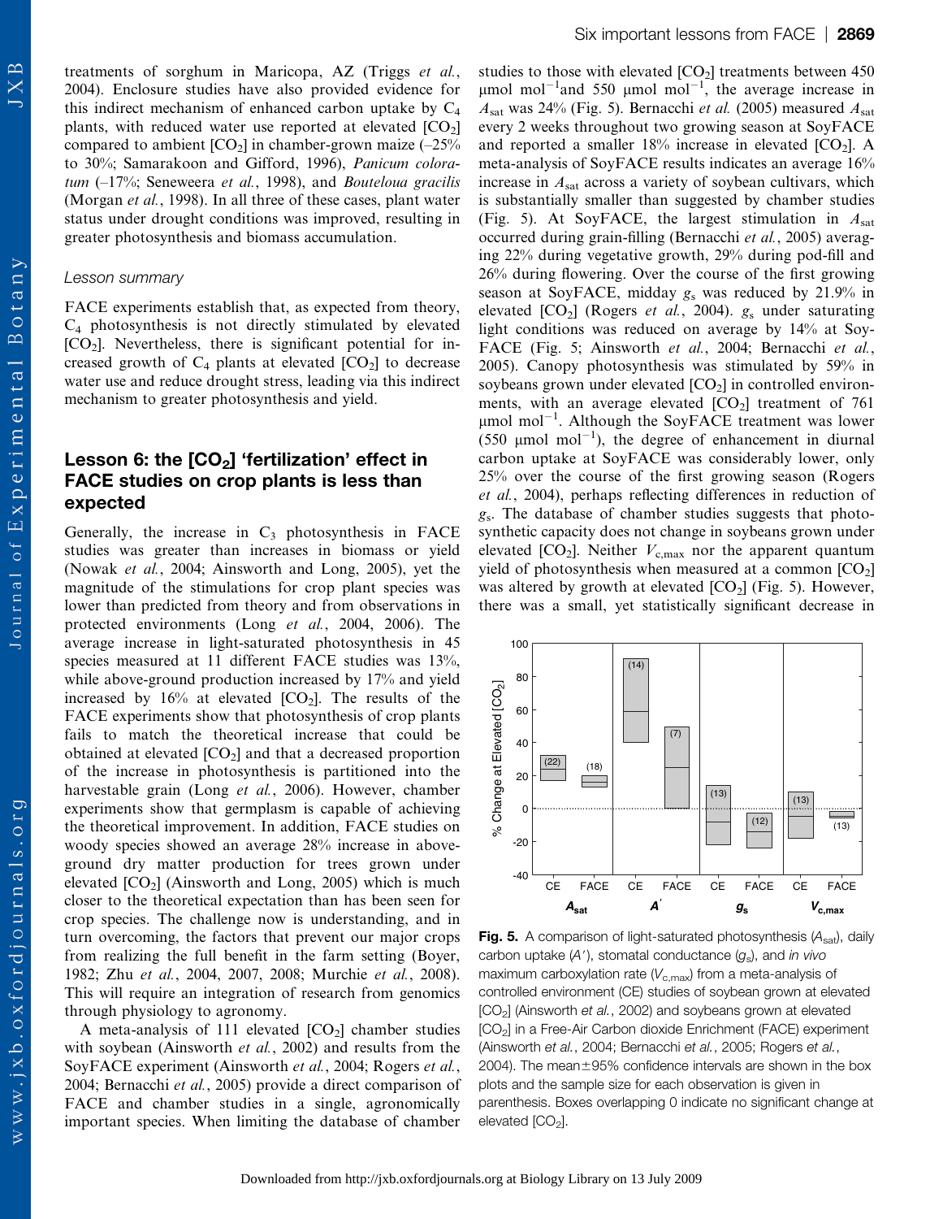treatments of sorghum in Maricopa, AZ (Triggs *et al.*, 2004). Enclosure studies have also provided evidence for this indirect mechanism of enhanced carbon uptake by $C_4$ plants, with reduced water use reported at elevated [$CO_2$] compared to ambient [$CO_2$] in chamber-grown maize (–25% to 30%; Samarakoon and Gifford, 1996), *Panicum coloratum* (–17%; Seneweera *et al.*, 1998), and *Bouteloua gracilis* (Morgan *et al.*, 1998). In all three of these cases, plant water status under drought conditions was improved, resulting in greater photosynthesis and biomass accumulation.

### Lesson summary

FACE experiments establish that, as expected from theory, $C_4$ photosynthesis is not directly stimulated by elevated [$CO_2$]. Nevertheless, there is significant potential for increased growth of $C_4$ plants at elevated [$CO_2$] to decrease water use and reduce drought stress, leading via this indirect mechanism to greater photosynthesis and yield.

## Lesson 6: the [$CO_2$] 'fertilization' effect in FACE studies on crop plants is less than expected

Generally, the increase in $C_3$ photosynthesis in FACE studies was greater than increases in biomass or yield (Nowak *et al.*, 2004; Ainsworth and Long, 2005), yet the magnitude of the stimulations for crop plant species was lower than predicted from theory and from observations in protected environments (Long *et al.*, 2004, 2006). The average increase in light-saturated photosynthesis in 45 species measured at 11 different FACE studies was 13%, while above-ground production increased by 17% and yield increased by 16% at elevated [$CO_2$]. The results of the FACE experiments show that photosynthesis of crop plants fails to match the theoretical increase that could be obtained at elevated [$CO_2$] and that a decreased proportion of the increase in photosynthesis is partitioned into the harvestable grain (Long *et al.*, 2006). However, chamber experiments show that germplasm is capable of achieving the theoretical improvement. In addition, FACE studies on woody species showed an average 28% increase in above-ground dry matter production for trees grown under elevated [$CO_2$] (Ainsworth and Long, 2005) which is much closer to the theoretical expectation than has been seen for crop species. The challenge now is understanding, and in turn overcoming, the factors that prevent our major crops from realizing the full benefit in the farm setting (Boyer, 1982; Zhu *et al.*, 2004, 2007, 2008; Murchie *et al.*, 2008). This will require an integration of research from genomics through physiology to agronomy.

A meta-analysis of 111 elevated [$CO_2$] chamber studies with soybean (Ainsworth *et al.*, 2002) and results from the SoyFACE experiment (Ainsworth *et al.*, 2004; Rogers *et al.*, 2004; Bernacchi *et al.*, 2005) provide a direct comparison of FACE and chamber studies in a single, agronomically important species. When limiting the database of chamber studies to those with elevated [$CO_2$] treatments between 450 μmol mol$^{-1}$and 550 μmol mol$^{-1}$, the average increase in $A_{sat}$ was 24% (Fig. 5). Bernacchi *et al.* (2005) measured $A_{sat}$ every 2 weeks throughout two growing season at SoyFACE and reported a smaller 18% increase in elevated [$CO_2$]. A meta-analysis of SoyFACE results indicates an average 16% increase in $A_{sat}$ across a variety of soybean cultivars, which is substantially smaller than suggested by chamber studies (Fig. 5). At SoyFACE, the largest stimulation in $A_{sat}$ occurred during grain-filling (Bernacchi *et al.*, 2005) averaging 22% during vegetative growth, 29% during pod-fill and 26% during flowering. Over the course of the first growing season at SoyFACE, midday $g_s$ was reduced by 21.9% in elevated [$CO_2$] (Rogers *et al.*, 2004). $g_s$ under saturating light conditions was reduced on average by 14% at SoyFACE (Fig. 5; Ainsworth *et al.*, 2004; Bernacchi *et al.*, 2005). Canopy photosynthesis was stimulated by 59% in soybeans grown under elevated [$CO_2$] in controlled environments, with an average elevated [$CO_2$] treatment of 761 μmol mol$^{-1}$. Although the SoyFACE treatment was lower (550 μmol mol$^{-1}$), the degree of enhancement in diurnal carbon uptake at SoyFACE was considerably lower, only 25% over the course of the first growing season (Rogers *et al.*, 2004), perhaps reflecting differences in reduction of $g_s$. The database of chamber studies suggests that photosynthetic capacity does not change in soybeans grown under elevated [$CO_2$]. Neither $V_{c,max}$ nor the apparent quantum yield of photosynthesis when measured at a common [$CO_2$] was altered by growth at elevated [$CO_2$] (Fig. 5). However, there was a small, yet statistically significant decrease in

**Fig. 5.** A comparison of light-saturated photosynthesis ($A_{sat}$), daily carbon uptake ($A'$), stomatal conductance ($g_s$), and *in vivo* maximum carboxylation rate ($V_{c,max}$) from a meta-analysis of controlled environment (CE) studies of soybean grown at elevated [$CO_2$] (Ainsworth *et al.*, 2002) and soybeans grown at elevated [$CO_2$] in a Free-Air Carbon dioxide Enrichment (FACE) experiment (Ainsworth *et al.*, 2004; Bernacchi *et al.*, 2005; Rogers *et al.*, 2004). The mean±95% confidence intervals are shown in the box plots and the sample size for each observation is given in parenthesis. Boxes overlapping 0 indicate no significant change at elevated [$CO_2$].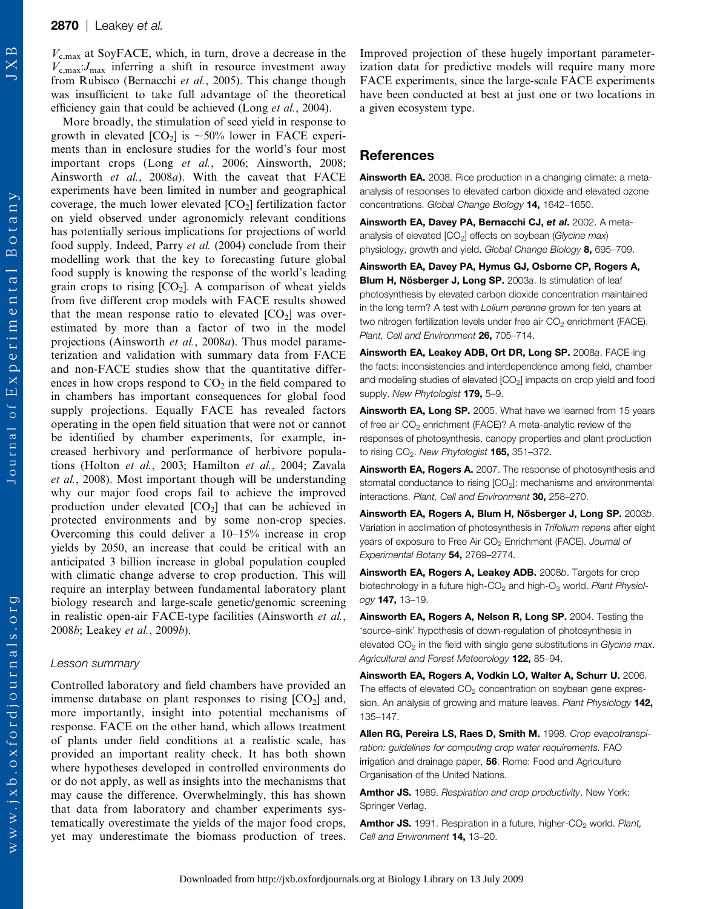$V_{c,max}$ at SoyFACE, which, in turn, drove a decrease in the $V_{c,max}$:$J_{max}$ inferring a shift in resource investment away from Rubisco (Bernacchi *et al.*, 2005). This change though was insufficient to take full advantage of the theoretical efficiency gain that could be achieved (Long *et al.*, 2004).

More broadly, the stimulation of seed yield in response to growth in elevated [$CO_2$] is ~50% lower in FACE experiments than in enclosure studies for the world's four most important crops (Long *et al.*, 2006; Ainsworth, 2008; Ainsworth *et al.*, 2008*a*). With the caveat that FACE experiments have been limited in number and geographical coverage, the much lower elevated [$CO_2$] fertilization factor on yield observed under agronomically relevant conditions has potentially serious implications for projections of world food supply. Indeed, Parry *et al.* (2004) conclude from their modelling work that the key to forecasting future global food supply is knowing the response of the world's leading grain crops to rising [$CO_2$]. A comparison of wheat yields from five different crop models with FACE results showed that the mean response ratio to elevated [$CO_2$] was overestimated by more than a factor of two in the model projections (Ainsworth *et al.*, 2008*a*). Thus model parameterization and validation with summary data from FACE and non-FACE studies show that the quantitative differences in how crops respond to $CO_2$ in the field compared to in chambers has important consequences for global food supply projections. Equally FACE has revealed factors operating in the open field situation that were not or cannot be identified by chamber experiments, for example, increased herbivory and performance of herbivore populations (Holton *et al.*, 2003; Hamilton *et al.*, 2004; Zavala *et al.*, 2008). Most important though will be understanding why our major food crops fail to achieve the improved production under elevated [$CO_2$] that can be achieved in protected environments and by some non-crop species. Overcoming this could deliver a 10–15% increase in crop yields by 2050, an increase that could be critical with an anticipated 3 billion increase in global population coupled with climatic change adverse to crop production. This will require an interplay between fundamental laboratory plant biology research and large-scale genetic/genomic screening in realistic open-air FACE-type facilities (Ainsworth *et al.*, 2008*b*; Leakey *et al.*, 2009*b*).

### *Lesson summary*

Controlled laboratory and field chambers have provided an immense database on plant responses to rising [$CO_2$] and, more importantly, insight into potential mechanisms of response. FACE on the other hand, which allows treatment of plants under field conditions at a realistic scale, has provided an important reality check. It has both shown where hypotheses developed in controlled environments do or do not apply, as well as insights into the mechanisms that may cause the difference. Overwhelmingly, this has shown that data from laboratory and chamber experiments systematically overestimate the yields of the major food crops, yet may underestimate the biomass production of trees. Improved projection of these hugely important parameterization data for predictive models will require many more FACE experiments, since the large-scale FACE experiments have been conducted at best at just one or two locations in a given ecosystem type.

## References

**Ainsworth EA.** 2008. Rice production in a changing climate: a meta-analysis of responses to elevated carbon dioxide and elevated ozone concentrations. *Global Change Biology* **14,** 1642–1650.

**Ainsworth EA, Davey PA, Bernacchi CJ, *et al*.** 2002. A meta-analysis of elevated [$CO_2$] effects on soybean (*Glycine max*) physiology, growth and yield. *Global Change Biology* **8,** 695–709.

**Ainsworth EA, Davey PA, Hymus GJ, Osborne CP, Rogers A, Blum H, Nösberger J, Long SP.** 2003*a*. Is stimulation of leaf photosynthesis by elevated carbon dioxide concentration maintained in the long term? A test with *Lolium perenne* grown for ten years at two nitrogen fertilization levels under free air $CO_2$ enrichment (FACE). *Plant, Cell and Environment* **26,** 705–714.

**Ainsworth EA, Leakey ADB, Ort DR, Long SP.** 2008*a*. FACE-ing the facts: inconsistencies and interdependence among field, chamber and modeling studies of elevated [$CO_2$] impacts on crop yield and food supply. *New Phytologist* **179,** 5–9.

**Ainsworth EA, Long SP.** 2005. What have we learned from 15 years of free air $CO_2$ enrichment (FACE)? A meta-analytic review of the responses of photosynthesis, canopy properties and plant production to rising $CO_2$. *New Phytologist* **165,** 351–372.

**Ainsworth EA, Rogers A.** 2007. The response of photosynthesis and stomatal conductance to rising [$CO_2$]: mechanisms and environmental interactions. *Plant, Cell and Environment* **30,** 258–270.

**Ainsworth EA, Rogers A, Blum H, Nösberger J, Long SP.** 2003*b*. Variation in acclimation of photosynthesis in *Trifolium repens* after eight years of exposure to Free Air $CO_2$ Enrichment (FACE). *Journal of Experimental Botany* **54,** 2769–2774.

**Ainsworth EA, Rogers A, Leakey ADB.** 2008*b*. Targets for crop biotechnology in a future high-$CO_2$ and high-$O_3$ world. *Plant Physiology* **147,** 13–19.

**Ainsworth EA, Rogers A, Nelson R, Long SP.** 2004. Testing the 'source–sink' hypothesis of down-regulation of photosynthesis in elevated $CO_2$ in the field with single gene substitutions in *Glycine max*. *Agricultural and Forest Meteorology* **122,** 85–94.

**Ainsworth EA, Rogers A, Vodkin LO, Walter A, Schurr U.** 2006. The effects of elevated $CO_2$ concentration on soybean gene expression. An analysis of growing and mature leaves. *Plant Physiology* **142,** 135–147.

**Allen RG, Pereira LS, Raes D, Smith M.** 1998. *Crop evapotranspiration: guidelines for computing crop water requirements.* FAO irrigation and drainage paper, **56**. Rome: Food and Agriculture Organisation of the United Nations.

**Amthor JS.** 1989. *Respiration and crop productivity*. New York: Springer Verlag.

**Amthor JS.** 1991. Respiration in a future, higher-$CO_2$ world. *Plant, Cell and Environment* **14,** 13–20.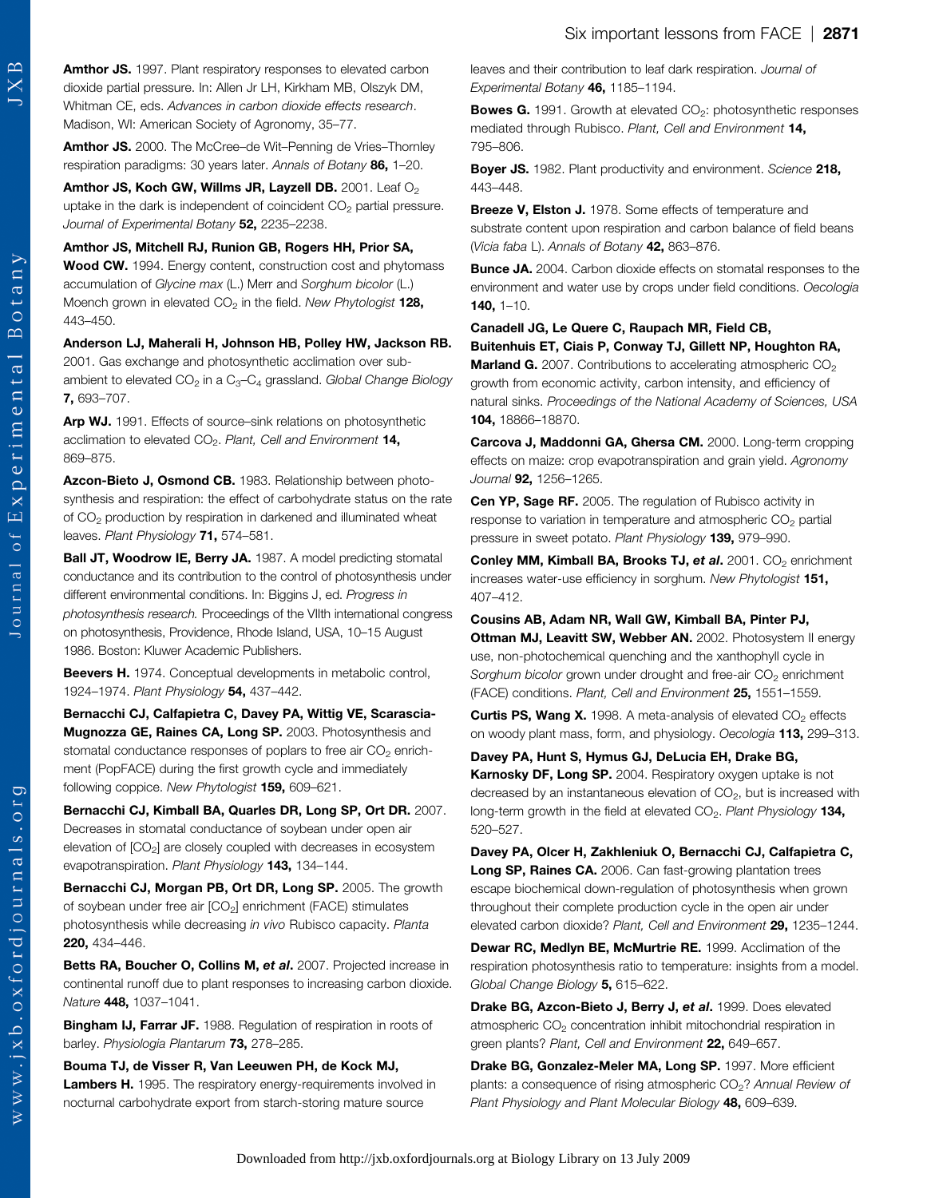**Amthor JS.** 1997. Plant respiratory responses to elevated carbon dioxide partial pressure. In: Allen Jr LH, Kirkham MB, Olszyk DM, Whitman CE, eds. *Advances in carbon dioxide effects research*. Madison, WI: American Society of Agronomy, 35–77.

**Amthor JS.** 2000. The McCree–de Wit–Penning de Vries–Thornley respiration paradigms: 30 years later. *Annals of Botany* **86,** 1–20.

**Amthor JS, Koch GW, Willms JR, Layzell DB.** 2001. Leaf $O_2$ uptake in the dark is independent of coincident $CO_2$ partial pressure. *Journal of Experimental Botany* **52,** 2235–2238.

**Amthor JS, Mitchell RJ, Runion GB, Rogers HH, Prior SA, Wood CW.** 1994. Energy content, construction cost and phytomass accumulation of *Glycine max* (L.) Merr and *Sorghum bicolor* (L.) Moench grown in elevated $CO_2$ in the field. *New Phytologist* **128,** 443–450.

**Anderson LJ, Maherali H, Johnson HB, Polley HW, Jackson RB.** 2001. Gas exchange and photosynthetic acclimation over subambient to elevated $CO_2$ in a $C_3$–$C_4$ grassland. *Global Change Biology* **7,** 693–707.

**Arp WJ.** 1991. Effects of source–sink relations on photosynthetic acclimation to elevated $CO_2$. *Plant, Cell and Environment* **14,** 869–875.

**Azcon-Bieto J, Osmond CB.** 1983. Relationship between photosynthesis and respiration: the effect of carbohydrate status on the rate of $CO_2$ production by respiration in darkened and illuminated wheat leaves. *Plant Physiology* **71,** 574–581.

**Ball JT, Woodrow IE, Berry JA.** 1987. A model predicting stomatal conductance and its contribution to the control of photosynthesis under different environmental conditions. In: Biggins J, ed. *Progress in photosynthesis research.* Proceedings of the VIIth international congress on photosynthesis, Providence, Rhode Island, USA, 10–15 August 1986. Boston: Kluwer Academic Publishers.

**Beevers H.** 1974. Conceptual developments in metabolic control, 1924–1974. *Plant Physiology* **54,** 437–442.

**Bernacchi CJ, Calfapietra C, Davey PA, Wittig VE, Scarascia-Mugnozza GE, Raines CA, Long SP.** 2003. Photosynthesis and stomatal conductance responses of poplars to free air $CO_2$ enrichment (PopFACE) during the first growth cycle and immediately following coppice. *New Phytologist* **159,** 609–621.

**Bernacchi CJ, Kimball BA, Quarles DR, Long SP, Ort DR.** 2007. Decreases in stomatal conductance of soybean under open air elevation of [$CO_2$] are closely coupled with decreases in ecosystem evapotranspiration. *Plant Physiology* **143,** 134–144.

**Bernacchi CJ, Morgan PB, Ort DR, Long SP.** 2005. The growth of soybean under free air [$CO_2$] enrichment (FACE) stimulates photosynthesis while decreasing *in vivo* Rubisco capacity. *Planta* **220,** 434–446.

**Betts RA, Boucher O, Collins M, *et al*.** 2007. Projected increase in continental runoff due to plant responses to increasing carbon dioxide. *Nature* **448,** 1037–1041.

**Bingham IJ, Farrar JF.** 1988. Regulation of respiration in roots of barley. *Physiologia Plantarum* **73,** 278–285.

**Bouma TJ, de Visser R, Van Leeuwen PH, de Kock MJ, Lambers H.** 1995. The respiratory energy-requirements involved in nocturnal carbohydrate export from starch-storing mature source leaves and their contribution to leaf dark respiration. *Journal of Experimental Botany* **46,** 1185–1194.

**Bowes G.** 1991. Growth at elevated $CO_2$: photosynthetic responses mediated through Rubisco. *Plant, Cell and Environment* **14,** 795–806.

**Boyer JS.** 1982. Plant productivity and environment. *Science* **218,** 443–448.

**Breeze V, Elston J.** 1978. Some effects of temperature and substrate content upon respiration and carbon balance of field beans (*Vicia faba* L). *Annals of Botany* **42,** 863–876.

**Bunce JA.** 2004. Carbon dioxide effects on stomatal responses to the environment and water use by crops under field conditions. *Oecologia* **140,** 1–10.

**Canadell JG, Le Quere C, Raupach MR, Field CB, Buitenhuis ET, Ciais P, Conway TJ, Gillett NP, Houghton RA, Marland G.** 2007. Contributions to accelerating atmospheric $CO_2$ growth from economic activity, carbon intensity, and efficiency of natural sinks. *Proceedings of the National Academy of Sciences, USA* **104,** 18866–18870.

**Carcova J, Maddonni GA, Ghersa CM.** 2000. Long-term cropping effects on maize: crop evapotranspiration and grain yield. *Agronomy Journal* **92,** 1256–1265.

**Cen YP, Sage RF.** 2005. The regulation of Rubisco activity in response to variation in temperature and atmospheric $CO_2$ partial pressure in sweet potato. *Plant Physiology* **139,** 979–990.

**Conley MM, Kimball BA, Brooks TJ, *et al*.** 2001. $CO_2$ enrichment increases water-use efficiency in sorghum. *New Phytologist* **151,** 407–412.

**Cousins AB, Adam NR, Wall GW, Kimball BA, Pinter PJ, Ottman MJ, Leavitt SW, Webber AN.** 2002. Photosystem II energy use, non-photochemical quenching and the xanthophyll cycle in *Sorghum bicolor* grown under drought and free-air $CO_2$ enrichment (FACE) conditions. *Plant, Cell and Environment* **25,** 1551–1559.

**Curtis PS, Wang X.** 1998. A meta-analysis of elevated $CO_2$ effects on woody plant mass, form, and physiology. *Oecologia* **113,** 299–313.

**Davey PA, Hunt S, Hymus GJ, DeLucia EH, Drake BG, Karnosky DF, Long SP.** 2004. Respiratory oxygen uptake is not decreased by an instantaneous elevation of $CO_2$, but is increased with long-term growth in the field at elevated $CO_2$. *Plant Physiology* **134,** 520–527.

**Davey PA, Olcer H, Zakhleniuk O, Bernacchi CJ, Calfapietra C, Long SP, Raines CA.** 2006. Can fast-growing plantation trees escape biochemical down-regulation of photosynthesis when grown throughout their complete production cycle in the open air under elevated carbon dioxide? *Plant, Cell and Environment* **29,** 1235–1244.

**Dewar RC, Medlyn BE, McMurtrie RE.** 1999. Acclimation of the respiration photosynthesis ratio to temperature: insights from a model. *Global Change Biology* **5,** 615–622.

**Drake BG, Azcon-Bieto J, Berry J, *et al*.** 1999. Does elevated atmospheric $CO_2$ concentration inhibit mitochondrial respiration in green plants? *Plant, Cell and Environment* **22,** 649–657.

**Drake BG, Gonzalez-Meler MA, Long SP.** 1997. More efficient plants: a consequence of rising atmospheric $CO_2$? *Annual Review of Plant Physiology and Plant Molecular Biology* **48,** 609–639.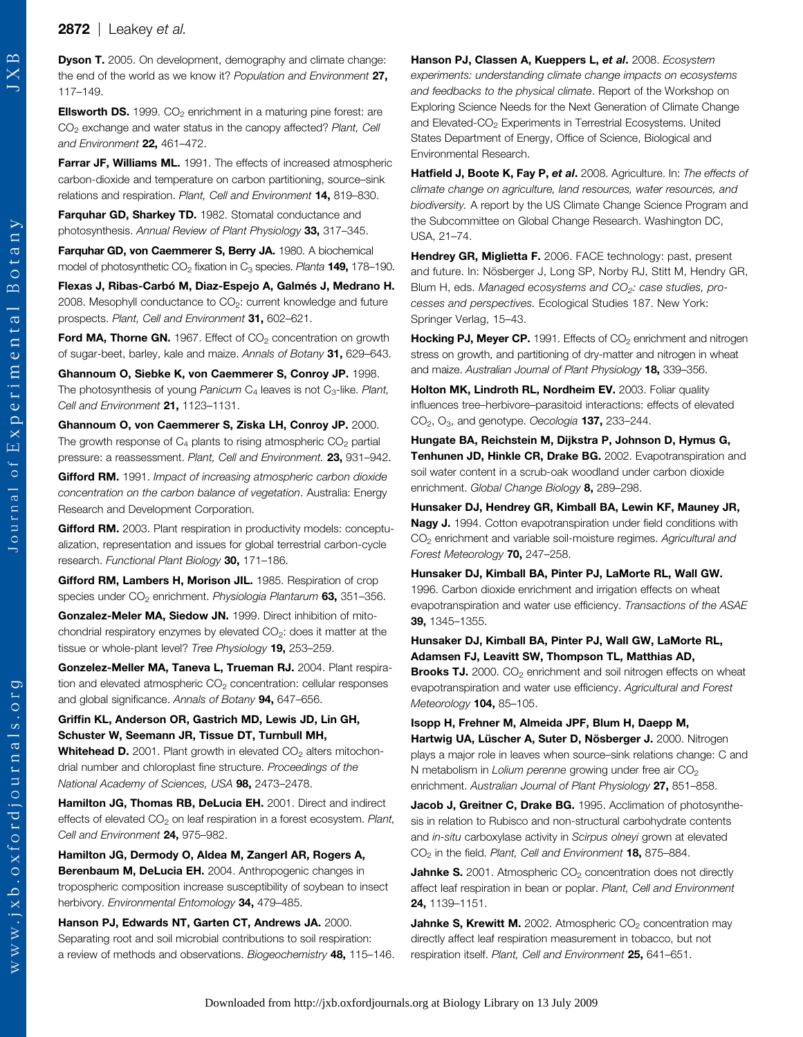**Dyson T.** 2005. On development, demography and climate change: the end of the world as we know it? *Population and Environment* **27,** 117–149.

**Ellsworth DS.** 1999. $CO_2$ enrichment in a maturing pine forest: are $CO_2$ exchange and water status in the canopy affected? *Plant, Cell and Environment* **22,** 461–472.

**Farrar JF, Williams ML.** 1991. The effects of increased atmospheric carbon-dioxide and temperature on carbon partitioning, source–sink relations and respiration. *Plant, Cell and Environment* **14,** 819–830.

**Farquhar GD, Sharkey TD.** 1982. Stomatal conductance and photosynthesis. *Annual Review of Plant Physiology* **33,** 317–345.

**Farquhar GD, von Caemmerer S, Berry JA.** 1980. A biochemical model of photosynthetic $CO_2$ fixation in $C_3$ species. *Planta* **149,** 178–190.

**Flexas J, Ribas-Carbó M, Diaz-Espejo A, Galmés J, Medrano H.** 2008. Mesophyll conductance to $CO_2$: current knowledge and future prospects. *Plant, Cell and Environment* **31,** 602–621.

**Ford MA, Thorne GN.** 1967. Effect of $CO_2$ concentration on growth of sugar-beet, barley, kale and maize. *Annals of Botany* **31,** 629–643.

**Ghannoum O, Siebke K, von Caemmerer S, Conroy JP.** 1998. The photosynthesis of young *Panicum* $C_4$ leaves is not $C_3$-like. *Plant, Cell and Environment* **21,** 1123–1131.

**Ghannoum O, von Caemmerer S, Ziska LH, Conroy JP.** 2000. The growth response of $C_4$ plants to rising atmospheric $CO_2$ partial pressure: a reassessment. *Plant, Cell and Environment.* **23,** 931–942.

**Gifford RM.** 1991. *Impact of increasing atmospheric carbon dioxide concentration on the carbon balance of vegetation*. Australia: Energy Research and Development Corporation.

**Gifford RM.** 2003. Plant respiration in productivity models: conceptualization, representation and issues for global terrestrial carbon-cycle research. *Functional Plant Biology* **30,** 171–186.

**Gifford RM, Lambers H, Morison JIL.** 1985. Respiration of crop species under $CO_2$ enrichment. *Physiologia Plantarum* **63,** 351–356.

**Gonzalez-Meler MA, Siedow JN.** 1999. Direct inhibition of mitochondrial respiratory enzymes by elevated $CO_2$: does it matter at the tissue or whole-plant level? *Tree Physiology* **19,** 253–259.

**Gonzelez-Meller MA, Taneva L, Trueman RJ.** 2004. Plant respiration and elevated atmospheric $CO_2$ concentration: cellular responses and global significance. *Annals of Botany* **94,** 647–656.

**Griffin KL, Anderson OR, Gastrich MD, Lewis JD, Lin GH, Schuster W, Seemann JR, Tissue DT, Turnbull MH, Whitehead D.** 2001. Plant growth in elevated $CO_2$ alters mitochondrial number and chloroplast fine structure. *Proceedings of the National Academy of Sciences, USA* **98,** 2473–2478.

**Hamilton JG, Thomas RB, DeLucia EH.** 2001. Direct and indirect effects of elevated $CO_2$ on leaf respiration in a forest ecosystem. *Plant, Cell and Environment* **24,** 975–982.

**Hamilton JG, Dermody O, Aldea M, Zangerl AR, Rogers A, Berenbaum M, DeLucia EH.** 2004. Anthropogenic changes in tropospheric composition increase susceptibility of soybean to insect herbivory. *Environmental Entomology* **34,** 479–485.

**Hanson PJ, Edwards NT, Garten CT, Andrews JA.** 2000. Separating root and soil microbial contributions to soil respiration: a review of methods and observations. *Biogeochemistry* **48,** 115–146.

**Hanson PJ, Classen A, Kueppers L, *et al*.** 2008. *Ecosystem experiments: understanding climate change impacts on ecosystems and feedbacks to the physical climate*. Report of the Workshop on Exploring Science Needs for the Next Generation of Climate Change and Elevated-$CO_2$ Experiments in Terrestrial Ecosystems. United States Department of Energy, Office of Science, Biological and Environmental Research.

**Hatfield J, Boote K, Fay P, *et al*.** 2008. Agriculture. In: *The effects of climate change on agriculture, land resources, water resources, and biodiversity.* A report by the US Climate Change Science Program and the Subcommittee on Global Change Research. Washington DC, USA, 21–74.

**Hendrey GR, Miglietta F.** 2006. FACE technology: past, present and future. In: Nösberger J, Long SP, Norby RJ, Stitt M, Hendry GR, Blum H, eds. *Managed ecosystems and $CO_2$: case studies, processes and perspectives.* Ecological Studies 187. New York: Springer Verlag, 15–43.

**Hocking PJ, Meyer CP.** 1991. Effects of $CO_2$ enrichment and nitrogen stress on growth, and partitioning of dry-matter and nitrogen in wheat and maize. *Australian Journal of Plant Physiology* **18,** 339–356.

**Holton MK, Lindroth RL, Nordheim EV.** 2003. Foliar quality influences tree–herbivore–parasitoid interactions: effects of elevated $CO_2$, $O_3$, and genotype. *Oecologia* **137,** 233–244.

**Hungate BA, Reichstein M, Dijkstra P, Johnson D, Hymus G, Tenhunen JD, Hinkle CR, Drake BG.** 2002. Evapotranspiration and soil water content in a scrub-oak woodland under carbon dioxide enrichment. *Global Change Biology* **8,** 289–298.

**Hunsaker DJ, Hendrey GR, Kimball BA, Lewin KF, Mauney JR, Nagy J.** 1994. Cotton evapotranspiration under field conditions with $CO_2$ enrichment and variable soil-moisture regimes. *Agricultural and Forest Meteorology* **70,** 247–258.

**Hunsaker DJ, Kimball BA, Pinter PJ, LaMorte RL, Wall GW.** 1996. Carbon dioxide enrichment and irrigation effects on wheat evapotranspiration and water use efficiency. *Transactions of the ASAE* **39,** 1345–1355.

**Hunsaker DJ, Kimball BA, Pinter PJ, Wall GW, LaMorte RL, Adamsen FJ, Leavitt SW, Thompson TL, Matthias AD, Brooks TJ.** 2000. $CO_2$ enrichment and soil nitrogen effects on wheat evapotranspiration and water use efficiency. *Agricultural and Forest Meteorology* **104,** 85–105.

**Isopp H, Frehner M, Almeida JPF, Blum H, Daepp M, Hartwig UA, Lüscher A, Suter D, Nösberger J.** 2000. Nitrogen plays a major role in leaves when source–sink relations change: C and N metabolism in *Lolium perenne* growing under free air $CO_2$ enrichment. *Australian Journal of Plant Physiology* **27,** 851–858.

**Jacob J, Greitner C, Drake BG.** 1995. Acclimation of photosynthesis in relation to Rubisco and non-structural carbohydrate contents and *in-situ* carboxylase activity in *Scirpus olneyi* grown at elevated $CO_2$ in the field. *Plant, Cell and Environment* **18,** 875–884.

**Jahnke S.** 2001. Atmospheric $CO_2$ concentration does not directly affect leaf respiration in bean or poplar. *Plant, Cell and Environment* **24,** 1139–1151.

**Jahnke S, Krewitt M.** 2002. Atmospheric $CO_2$ concentration may directly affect leaf respiration measurement in tobacco, but not respiration itself. *Plant, Cell and Environment* **25,** 641–651.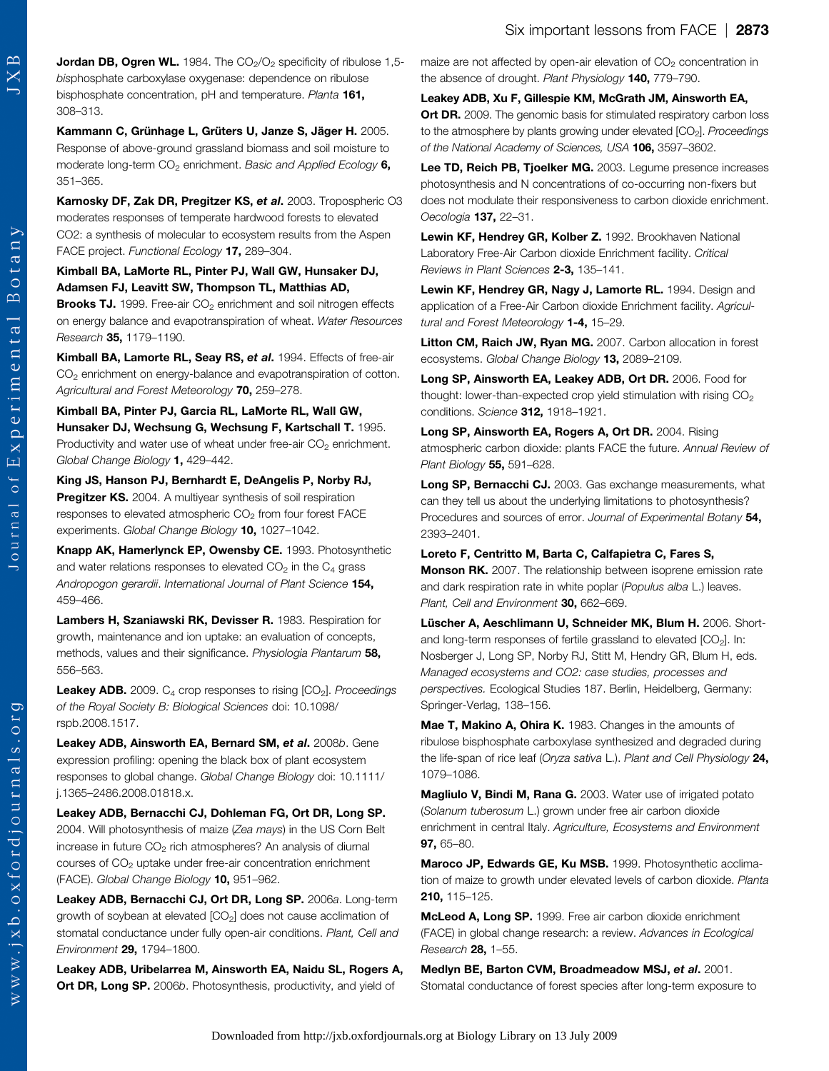**Jordan DB, Ogren WL.** 1984. The $CO_2$/$O_2$ specificity of ribulose 1,5-*bis*phosphate carboxylase oxygenase: dependence on ribulose bisphosphate concentration, pH and temperature. *Planta* **161,** 308–313.

**Kammann C, Grünhage L, Grüters U, Janze S, Jäger H.** 2005. Response of above-ground grassland biomass and soil moisture to moderate long-term $CO_2$ enrichment. *Basic and Applied Ecology* **6,** 351–365.

**Karnosky DF, Zak DR, Pregitzer KS, *et al*.** 2003. Tropospheric O3 moderates responses of temperate hardwood forests to elevated CO2: a synthesis of molecular to ecosystem results from the Aspen FACE project. *Functional Ecology* **17,** 289–304.

**Kimball BA, LaMorte RL, Pinter PJ, Wall GW, Hunsaker DJ, Adamsen FJ, Leavitt SW, Thompson TL, Matthias AD, Brooks TJ.** 1999. Free-air $CO_2$ enrichment and soil nitrogen effects on energy balance and evapotranspiration of wheat. *Water Resources Research* **35,** 1179–1190.

**Kimball BA, Lamorte RL, Seay RS, *et al*.** 1994. Effects of free-air $CO_2$ enrichment on energy-balance and evapotranspiration of cotton. *Agricultural and Forest Meteorology* **70,** 259–278.

**Kimball BA, Pinter PJ, Garcia RL, LaMorte RL, Wall GW, Hunsaker DJ, Wechsung G, Wechsung F, Kartschall T.** 1995. Productivity and water use of wheat under free-air $CO_2$ enrichment. *Global Change Biology* **1,** 429–442.

**King JS, Hanson PJ, Bernhardt E, DeAngelis P, Norby RJ, Pregitzer KS.** 2004. A multiyear synthesis of soil respiration responses to elevated atmospheric $CO_2$ from four forest FACE experiments. *Global Change Biology* **10,** 1027–1042.

**Knapp AK, Hamerlynck EP, Owensby CE.** 1993. Photosynthetic and water relations responses to elevated $CO_2$ in the $C_4$ grass *Andropogon gerardii*. *International Journal of Plant Science* **154,** 459–466.

**Lambers H, Szaniawski RK, Devisser R.** 1983. Respiration for growth, maintenance and ion uptake: an evaluation of concepts, methods, values and their significance. *Physiologia Plantarum* **58,** 556–563.

**Leakey ADB.** 2009. $C_4$ crop responses to rising [$CO_2$]. *Proceedings of the Royal Society B: Biological Sciences* doi: 10.1098/rspb.2008.1517.

**Leakey ADB, Ainsworth EA, Bernard SM, *et al*.** 2008*b*. Gene expression profiling: opening the black box of plant ecosystem responses to global change. *Global Change Biology* doi: 10.1111/j.1365–2486.2008.01818.x.

**Leakey ADB, Bernacchi CJ, Dohleman FG, Ort DR, Long SP.** 2004. Will photosynthesis of maize (*Zea mays*) in the US Corn Belt increase in future $CO_2$ rich atmospheres? An analysis of diurnal courses of $CO_2$ uptake under free-air concentration enrichment (FACE). *Global Change Biology* **10,** 951–962.

**Leakey ADB, Bernacchi CJ, Ort DR, Long SP.** 2006*a*. Long-term growth of soybean at elevated [$CO_2$] does not cause acclimation of stomatal conductance under fully open-air conditions. *Plant, Cell and Environment* **29,** 1794–1800.

**Leakey ADB, Uribelarrea M, Ainsworth EA, Naidu SL, Rogers A, Ort DR, Long SP.** 2006*b*. Photosynthesis, productivity, and yield of maize are not affected by open-air elevation of $CO_2$ concentration in the absence of drought. *Plant Physiology* **140,** 779–790.

**Leakey ADB, Xu F, Gillespie KM, McGrath JM, Ainsworth EA, Ort DR.** 2009. The genomic basis for stimulated respiratory carbon loss to the atmosphere by plants growing under elevated [$CO_2$]. *Proceedings of the National Academy of Sciences, USA* **106,** 3597–3602.

**Lee TD, Reich PB, Tjoelker MG.** 2003. Legume presence increases photosynthesis and N concentrations of co-occurring non-fixers but does not modulate their responsiveness to carbon dioxide enrichment. *Oecologia* **137,** 22–31.

**Lewin KF, Hendrey GR, Kolber Z.** 1992. Brookhaven National Laboratory Free-Air Carbon dioxide Enrichment facility. *Critical Reviews in Plant Sciences* **2-3,** 135–141.

**Lewin KF, Hendrey GR, Nagy J, Lamorte RL.** 1994. Design and application of a Free-Air Carbon dioxide Enrichment facility. *Agricultural and Forest Meteorology* **1-4,** 15–29.

**Litton CM, Raich JW, Ryan MG.** 2007. Carbon allocation in forest ecosystems. *Global Change Biology* **13,** 2089–2109.

**Long SP, Ainsworth EA, Leakey ADB, Ort DR.** 2006. Food for thought: lower-than-expected crop yield stimulation with rising $CO_2$ conditions. *Science* **312,** 1918–1921.

**Long SP, Ainsworth EA, Rogers A, Ort DR.** 2004. Rising atmospheric carbon dioxide: plants FACE the future. *Annual Review of Plant Biology* **55,** 591–628.

**Long SP, Bernacchi CJ.** 2003. Gas exchange measurements, what can they tell us about the underlying limitations to photosynthesis? Procedures and sources of error. *Journal of Experimental Botany* **54,** 2393–2401.

**Loreto F, Centritto M, Barta C, Calfapietra C, Fares S, Monson RK.** 2007. The relationship between isoprene emission rate and dark respiration rate in white poplar (*Populus alba* L.) leaves. *Plant, Cell and Environment* **30,** 662–669.

**Lüscher A, Aeschlimann U, Schneider MK, Blum H.** 2006. Short- and long-term responses of fertile grassland to elevated [$CO_2$]. In: Nosberger J, Long SP, Norby RJ, Stitt M, Hendry GR, Blum H, eds. *Managed ecosystems and CO2: case studies, processes and perspectives.* Ecological Studies 187. Berlin, Heidelberg, Germany: Springer-Verlag, 138–156.

**Mae T, Makino A, Ohira K.** 1983. Changes in the amounts of ribulose bisphosphate carboxylase synthesized and degraded during the life-span of rice leaf (*Oryza sativa* L.). *Plant and Cell Physiology* **24,** 1079–1086.

**Magliulo V, Bindi M, Rana G.** 2003. Water use of irrigated potato (*Solanum tuberosum* L.) grown under free air carbon dioxide enrichment in central Italy. *Agriculture, Ecosystems and Environment* **97,** 65–80.

**Maroco JP, Edwards GE, Ku MSB.** 1999. Photosynthetic acclimation of maize to growth under elevated levels of carbon dioxide. *Planta* **210,** 115–125.

**McLeod A, Long SP.** 1999. Free air carbon dioxide enrichment (FACE) in global change research: a review. *Advances in Ecological Research* **28,** 1–55.

**Medlyn BE, Barton CVM, Broadmeadow MSJ, *et al*.** 2001. Stomatal conductance of forest species after long-term exposure to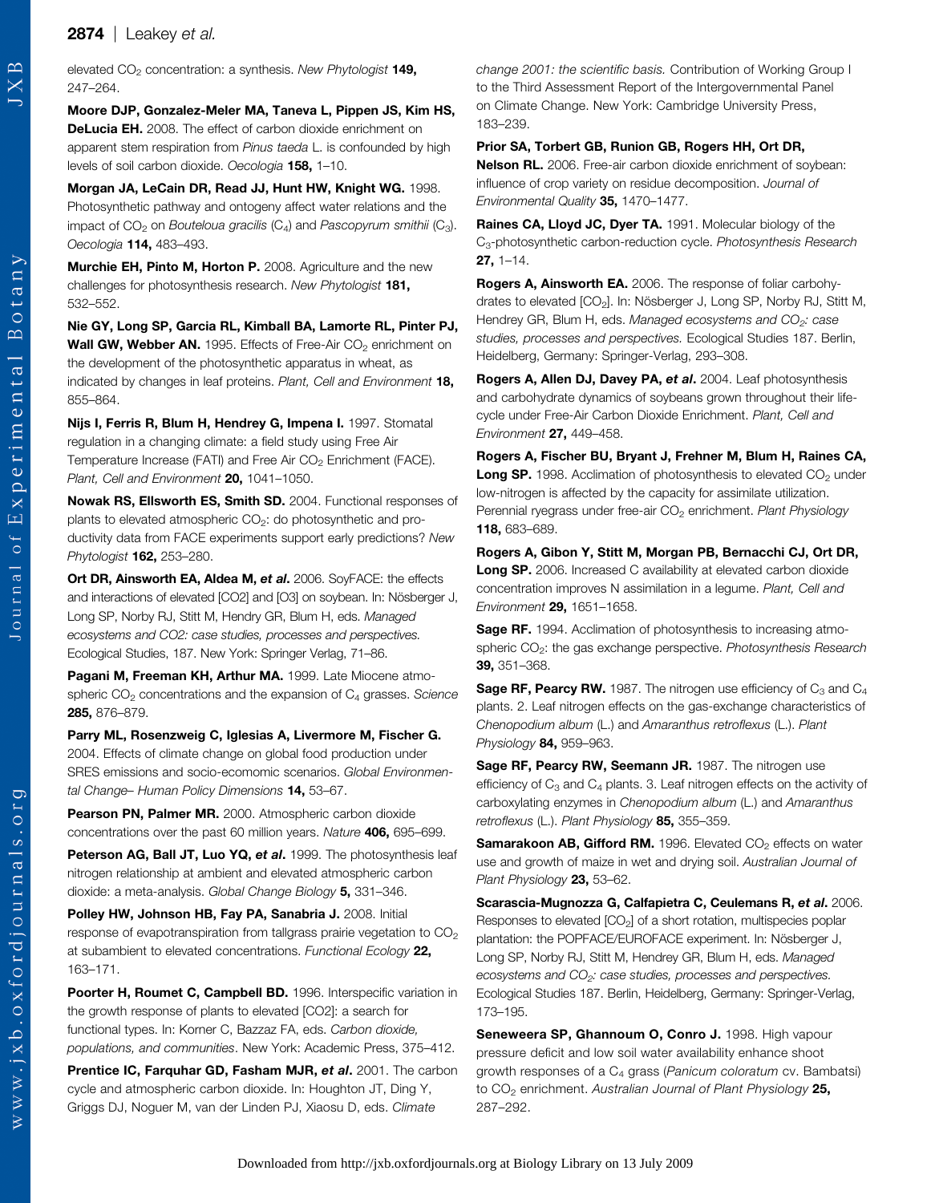elevated $CO_2$ concentration: a synthesis. *New Phytologist* **149,** 247–264.

**Moore DJP, Gonzalez-Meler MA, Taneva L, Pippen JS, Kim HS, DeLucia EH.** 2008. The effect of carbon dioxide enrichment on apparent stem respiration from *Pinus taeda* L. is confounded by high levels of soil carbon dioxide. *Oecologia* **158,** 1–10.

**Morgan JA, LeCain DR, Read JJ, Hunt HW, Knight WG.** 1998. Photosynthetic pathway and ontogeny affect water relations and the impact of $CO_2$ on *Bouteloua gracilis* ($C_4$) and *Pascopyrum smithii* ($C_3$). *Oecologia* **114,** 483–493.

**Murchie EH, Pinto M, Horton P.** 2008. Agriculture and the new challenges for photosynthesis research. *New Phytologist* **181,** 532–552.

**Nie GY, Long SP, Garcia RL, Kimball BA, Lamorte RL, Pinter PJ, Wall GW, Webber AN.** 1995. Effects of Free-Air $CO_2$ enrichment on the development of the photosynthetic apparatus in wheat, as indicated by changes in leaf proteins. *Plant, Cell and Environment* **18,** 855–864.

**Nijs I, Ferris R, Blum H, Hendrey G, Impena I.** 1997. Stomatal regulation in a changing climate: a field study using Free Air Temperature Increase (FATI) and Free Air $CO_2$ Enrichment (FACE). *Plant, Cell and Environment* **20,** 1041–1050.

**Nowak RS, Ellsworth ES, Smith SD.** 2004. Functional responses of plants to elevated atmospheric $CO_2$: do photosynthetic and productivity data from FACE experiments support early predictions? *New Phytologist* **162,** 253–280.

**Ort DR, Ainsworth EA, Aldea M, *et al*.** 2006. SoyFACE: the effects and interactions of elevated [CO2] and [O3] on soybean. In: Nösberger J, Long SP, Norby RJ, Stitt M, Hendry GR, Blum H, eds. *Managed ecosystems and CO2: case studies, processes and perspectives.* Ecological Studies, 187. New York: Springer Verlag, 71–86.

**Pagani M, Freeman KH, Arthur MA.** 1999. Late Miocene atmospheric $CO_2$ concentrations and the expansion of $C_4$ grasses. *Science* **285,** 876–879.

**Parry ML, Rosenzweig C, Iglesias A, Livermore M, Fischer G.** 2004. Effects of climate change on global food production under SRES emissions and socio-ecomomic scenarios. *Global Environmental Change– Human Policy Dimensions* **14,** 53–67.

**Pearson PN, Palmer MR.** 2000. Atmospheric carbon dioxide concentrations over the past 60 million years. *Nature* **406,** 695–699.

**Peterson AG, Ball JT, Luo YQ, *et al*.** 1999. The photosynthesis leaf nitrogen relationship at ambient and elevated atmospheric carbon dioxide: a meta-analysis. *Global Change Biology* **5,** 331–346.

**Polley HW, Johnson HB, Fay PA, Sanabria J.** 2008. Initial response of evapotranspiration from tallgrass prairie vegetation to $CO_2$ at subambient to elevated concentrations. *Functional Ecology* **22,** 163–171.

**Poorter H, Roumet C, Campbell BD.** 1996. Interspecific variation in the growth response of plants to elevated [CO2]: a search for functional types. In: Korner C, Bazzaz FA, eds. *Carbon dioxide, populations, and communities*. New York: Academic Press, 375–412.

**Prentice IC, Farquhar GD, Fasham MJR, *et al*.** 2001. The carbon cycle and atmospheric carbon dioxide. In: Houghton JT, Ding Y, Griggs DJ, Noguer M, van der Linden PJ, Xiaosu D, eds. *Climate change 2001: the scientific basis.* Contribution of Working Group I to the Third Assessment Report of the Intergovernmental Panel on Climate Change. New York: Cambridge University Press, 183–239.

**Prior SA, Torbert GB, Runion GB, Rogers HH, Ort DR, Nelson RL.** 2006. Free-air carbon dioxide enrichment of soybean: influence of crop variety on residue decomposition. *Journal of Environmental Quality* **35,** 1470–1477.

**Raines CA, Lloyd JC, Dyer TA.** 1991. Molecular biology of the $C_3$-photosynthetic carbon-reduction cycle. *Photosynthesis Research* **27,** 1–14.

**Rogers A, Ainsworth EA.** 2006. The response of foliar carbohydrates to elevated [$CO_2$]. In: Nösberger J, Long SP, Norby RJ, Stitt M, Hendrey GR, Blum H, eds. *Managed ecosystems and $CO_2$: case studies, processes and perspectives.* Ecological Studies 187. Berlin, Heidelberg, Germany: Springer-Verlag, 293–308.

**Rogers A, Allen DJ, Davey PA, *et al*.** 2004. Leaf photosynthesis and carbohydrate dynamics of soybeans grown throughout their life-cycle under Free-Air Carbon Dioxide Enrichment. *Plant, Cell and Environment* **27,** 449–458.

**Rogers A, Fischer BU, Bryant J, Frehner M, Blum H, Raines CA, Long SP.** 1998. Acclimation of photosynthesis to elevated $CO_2$ under low-nitrogen is affected by the capacity for assimilate utilization. Perennial ryegrass under free-air $CO_2$ enrichment. *Plant Physiology* **118,** 683–689.

**Rogers A, Gibon Y, Stitt M, Morgan PB, Bernacchi CJ, Ort DR, Long SP.** 2006. Increased C availability at elevated carbon dioxide concentration improves N assimilation in a legume. *Plant, Cell and Environment* **29,** 1651–1658.

**Sage RF.** 1994. Acclimation of photosynthesis to increasing atmospheric $CO_2$: the gas exchange perspective. *Photosynthesis Research* **39,** 351–368.

**Sage RF, Pearcy RW.** 1987. The nitrogen use efficiency of $C_3$ and $C_4$ plants. 2. Leaf nitrogen effects on the gas-exchange characteristics of *Chenopodium album* (L.) and *Amaranthus retroflexus* (L.). *Plant Physiology* **84,** 959–963.

**Sage RF, Pearcy RW, Seemann JR.** 1987. The nitrogen use efficiency of $C_3$ and $C_4$ plants. 3. Leaf nitrogen effects on the activity of carboxylating enzymes in *Chenopodium album* (L.) and *Amaranthus retroflexus* (L.). *Plant Physiology* **85,** 355–359.

**Samarakoon AB, Gifford RM.** 1996. Elevated $CO_2$ effects on water use and growth of maize in wet and drying soil. *Australian Journal of Plant Physiology* **23,** 53–62.

**Scarascia-Mugnozza G, Calfapietra C, Ceulemans R, *et al*.** 2006. Responses to elevated [$CO_2$] of a short rotation, multispecies poplar plantation: the POPFACE/EUROFACE experiment. In: Nösberger J, Long SP, Norby RJ, Stitt M, Hendrey GR, Blum H, eds. *Managed ecosystems and $CO_2$: case studies, processes and perspectives.* Ecological Studies 187. Berlin, Heidelberg, Germany: Springer-Verlag, 173–195.

**Seneweera SP, Ghannoum O, Conro J.** 1998. High vapour pressure deficit and low soil water availability enhance shoot growth responses of a $C_4$ grass (*Panicum coloratum* cv. Bambatsi) to $CO_2$ enrichment. *Australian Journal of Plant Physiology* **25,** 287–292.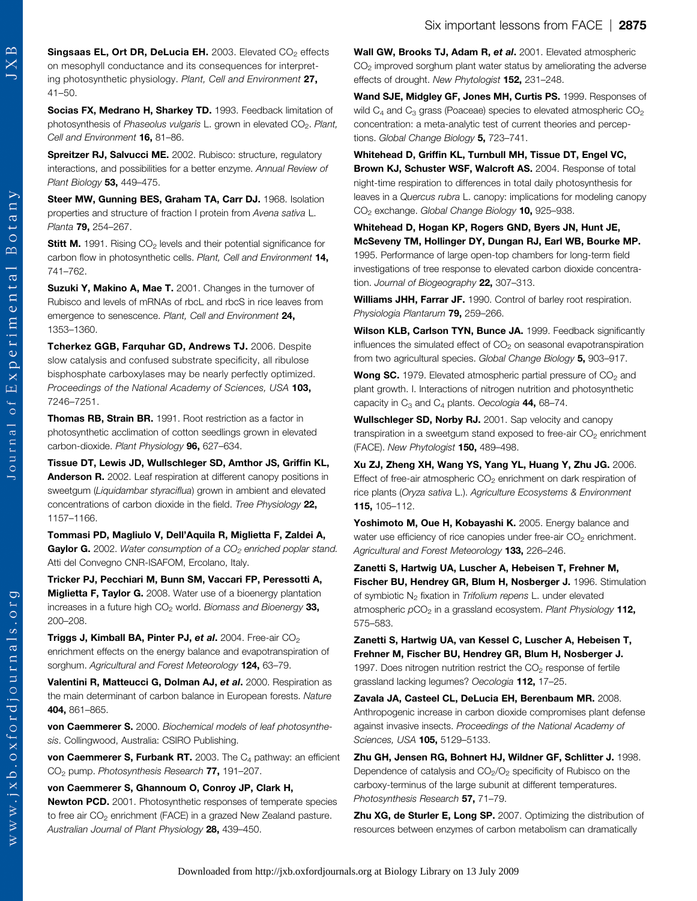**Singsaas EL, Ort DR, DeLucia EH.** 2003. Elevated $CO_2$ effects on mesophyll conductance and its consequences for interpreting photosynthetic physiology. *Plant, Cell and Environment* **27,** 41–50.

**Socias FX, Medrano H, Sharkey TD.** 1993. Feedback limitation of photosynthesis of *Phaseolus vulgaris* L. grown in elevated $CO_2$. *Plant, Cell and Environment* **16,** 81–86.

**Spreitzer RJ, Salvucci ME.** 2002. Rubisco: structure, regulatory interactions, and possibilities for a better enzyme. *Annual Review of Plant Biology* **53,** 449–475.

**Steer MW, Gunning BES, Graham TA, Carr DJ.** 1968. Isolation properties and structure of fraction I protein from *Avena sativa* L. *Planta* **79,** 254–267.

**Stitt M.** 1991. Rising $CO_2$ levels and their potential significance for carbon flow in photosynthetic cells. *Plant, Cell and Environment* **14,** 741–762.

**Suzuki Y, Makino A, Mae T.** 2001. Changes in the turnover of Rubisco and levels of mRNAs of rbcL and rbcS in rice leaves from emergence to senescence. *Plant, Cell and Environment* **24,** 1353–1360.

**Tcherkez GGB, Farquhar GD, Andrews TJ.** 2006. Despite slow catalysis and confused substrate specificity, all ribulose bisphosphate carboxylases may be nearly perfectly optimized. *Proceedings of the National Academy of Sciences, USA* **103,** 7246–7251.

**Thomas RB, Strain BR.** 1991. Root restriction as a factor in photosynthetic acclimation of cotton seedlings grown in elevated carbon-dioxide. *Plant Physiology* **96,** 627–634.

**Tissue DT, Lewis JD, Wullschleger SD, Amthor JS, Griffin KL, Anderson R.** 2002. Leaf respiration at different canopy positions in sweetgum (*Liquidambar styraciflua*) grown in ambient and elevated concentrations of carbon dioxide in the field. *Tree Physiology* **22,** 1157–1166.

**Tommasi PD, Magliulo V, Dell'Aquila R, Miglietta F, Zaldei A, Gaylor G.** 2002. *Water consumption of a $CO_2$ enriched poplar stand.* Atti del Convegno CNR-ISAFOM, Ercolano, Italy.

**Tricker PJ, Pecchiari M, Bunn SM, Vaccari FP, Peressotti A, Miglietta F, Taylor G.** 2008. Water use of a bioenergy plantation increases in a future high $CO_2$ world. *Biomass and Bioenergy* **33,** 200–208.

**Triggs J, Kimball BA, Pinter PJ, *et al*.** 2004. Free-air $CO_2$ enrichment effects on the energy balance and evapotranspiration of sorghum. *Agricultural and Forest Meteorology* **124,** 63–79.

**Valentini R, Matteucci G, Dolman AJ, *et al*.** 2000. Respiration as the main determinant of carbon balance in European forests. *Nature* **404,** 861–865.

**von Caemmerer S.** 2000. *Biochemical models of leaf photosynthesis*. Collingwood, Australia: CSIRO Publishing.

**von Caemmerer S, Furbank RT.** 2003. The $C_4$ pathway: an efficient $CO_2$ pump. *Photosynthesis Research* **77,** 191–207.

**von Caemmerer S, Ghannoum O, Conroy JP, Clark H, Newton PCD.** 2001. Photosynthetic responses of temperate species to free air $CO_2$ enrichment (FACE) in a grazed New Zealand pasture. *Australian Journal of Plant Physiology* **28,** 439–450.

**Wall GW, Brooks TJ, Adam R, *et al*.** 2001. Elevated atmospheric $CO_2$ improved sorghum plant water status by ameliorating the adverse effects of drought. *New Phytologist* **152,** 231–248.

**Wand SJE, Midgley GF, Jones MH, Curtis PS.** 1999. Responses of wild $C_4$ and $C_3$ grass (Poaceae) species to elevated atmospheric $CO_2$ concentration: a meta-analytic test of current theories and perceptions. *Global Change Biology* **5,** 723–741.

**Whitehead D, Griffin KL, Turnbull MH, Tissue DT, Engel VC, Brown KJ, Schuster WSF, Walcroft AS.** 2004. Response of total night-time respiration to differences in total daily photosynthesis for leaves in a *Quercus rubra* L. canopy: implications for modeling canopy $CO_2$ exchange. *Global Change Biology* **10,** 925–938.

**Whitehead D, Hogan KP, Rogers GND, Byers JN, Hunt JE, McSeveny TM, Hollinger DY, Dungan RJ, Earl WB, Bourke MP.** 1995. Performance of large open-top chambers for long-term field investigations of tree response to elevated carbon dioxide concentration. *Journal of Biogeography* **22,** 307–313.

**Williams JHH, Farrar JF.** 1990. Control of barley root respiration. *Physiologia Plantarum* **79,** 259–266.

**Wilson KLB, Carlson TYN, Bunce JA.** 1999. Feedback significantly influences the simulated effect of $CO_2$ on seasonal evapotranspiration from two agricultural species. *Global Change Biology* **5,** 903–917.

**Wong SC.** 1979. Elevated atmospheric partial pressure of $CO_2$ and plant growth. I. Interactions of nitrogen nutrition and photosynthetic capacity in $C_3$ and $C_4$ plants. *Oecologia* **44,** 68–74.

**Wullschleger SD, Norby RJ.** 2001. Sap velocity and canopy transpiration in a sweetgum stand exposed to free-air $CO_2$ enrichment (FACE). *New Phytologist* **150,** 489–498.

**Xu ZJ, Zheng XH, Wang YS, Yang YL, Huang Y, Zhu JG.** 2006. Effect of free-air atmospheric $CO_2$ enrichment on dark respiration of rice plants (*Oryza sativa* L.). *Agriculture Ecosystems & Environment* **115,** 105–112.

**Yoshimoto M, Oue H, Kobayashi K.** 2005. Energy balance and water use efficiency of rice canopies under free-air $CO_2$ enrichment. *Agricultural and Forest Meteorology* **133,** 226–246.

**Zanetti S, Hartwig UA, Luscher A, Hebeisen T, Frehner M, Fischer BU, Hendrey GR, Blum H, Nosberger J.** 1996. Stimulation of symbiotic $N_2$ fixation in *Trifolium repens* L. under elevated atmospheric $pCO_2$ in a grassland ecosystem. *Plant Physiology* **112,** 575–583.

**Zanetti S, Hartwig UA, van Kessel C, Luscher A, Hebeisen T, Frehner M, Fischer BU, Hendrey GR, Blum H, Nosberger J.** 1997. Does nitrogen nutrition restrict the $CO_2$ response of fertile grassland lacking legumes? *Oecologia* **112,** 17–25.

**Zavala JA, Casteel CL, DeLucia EH, Berenbaum MR.** 2008. Anthropogenic increase in carbon dioxide compromises plant defense against invasive insects. *Proceedings of the National Academy of Sciences, USA* **105,** 5129–5133.

**Zhu GH, Jensen RG, Bohnert HJ, Wildner GF, Schlitter J.** 1998. Dependence of catalysis and $CO_2/O_2$ specificity of Rubisco on the carboxy-terminus of the large subunit at different temperatures. *Photosynthesis Research* **57,** 71–79.

**Zhu XG, de Sturler E, Long SP.** 2007. Optimizing the distribution of resources between enzymes of carbon metabolism can dramatically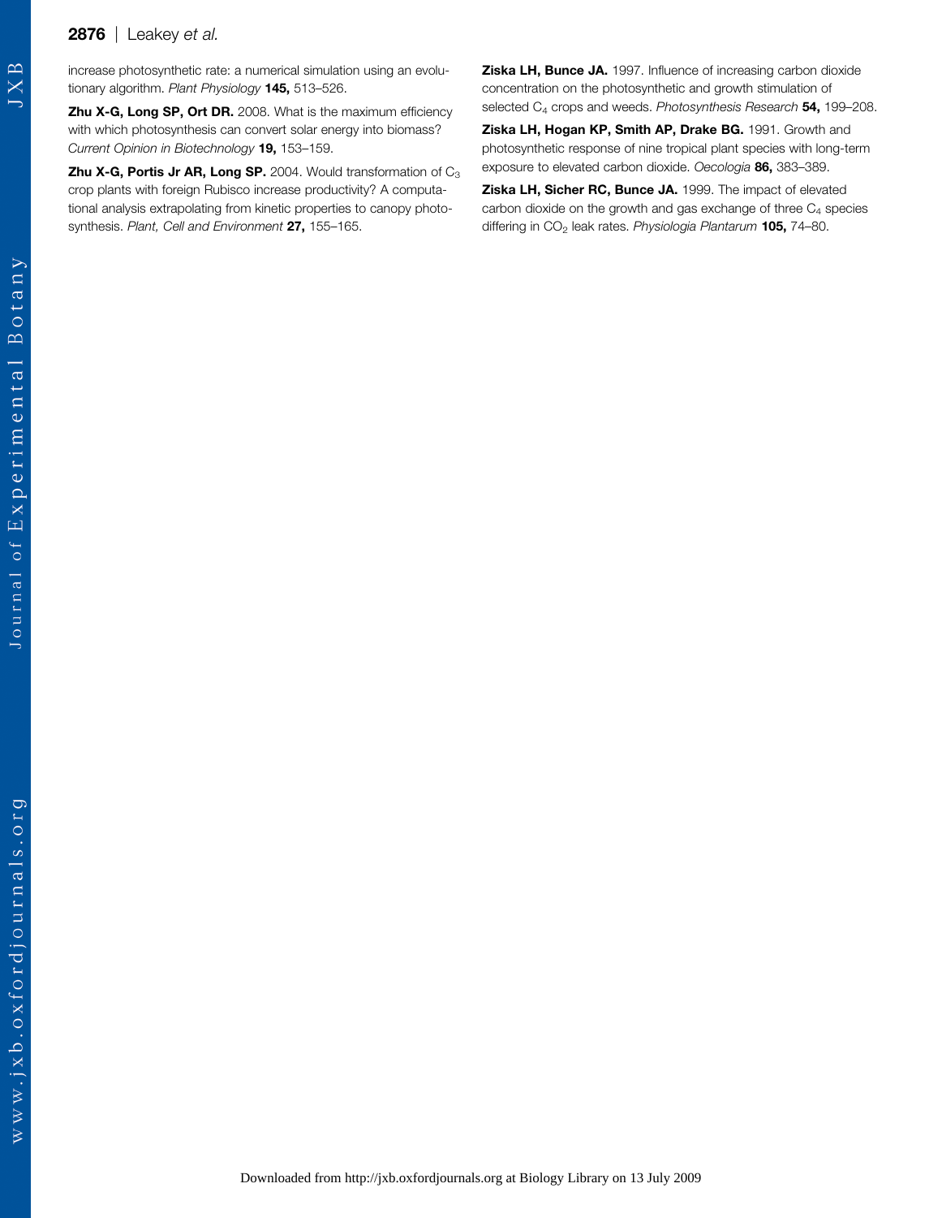increase photosynthetic rate: a numerical simulation using an evolutionary algorithm. *Plant Physiology* **145,** 513–526.

**Zhu X-G, Long SP, Ort DR.** 2008. What is the maximum efficiency with which photosynthesis can convert solar energy into biomass? *Current Opinion in Biotechnology* **19,** 153–159.

**Zhu X-G, Portis Jr AR, Long SP.** 2004. Would transformation of $C_3$ crop plants with foreign Rubisco increase productivity? A computational analysis extrapolating from kinetic properties to canopy photosynthesis. *Plant, Cell and Environment* **27,** 155–165.

**Ziska LH, Bunce JA.** 1997. Influence of increasing carbon dioxide concentration on the photosynthetic and growth stimulation of selected $C_4$ crops and weeds. *Photosynthesis Research* **54,** 199–208.

**Ziska LH, Hogan KP, Smith AP, Drake BG.** 1991. Growth and photosynthetic response of nine tropical plant species with long-term exposure to elevated carbon dioxide. *Oecologia* **86,** 383–389.

**Ziska LH, Sicher RC, Bunce JA.** 1999. The impact of elevated carbon dioxide on the growth and gas exchange of three $C_4$ species differing in $CO_2$ leak rates. *Physiologia Plantarum* **105,** 74–80.